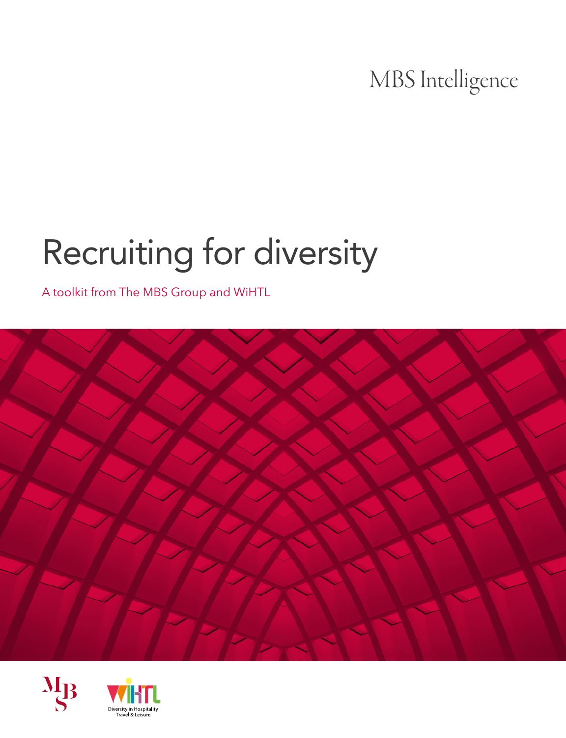MBS Intelligence

# Recruiting for diversity

A toolkit from The MBS Group and WiHTL

Diversity in Hospitality Travel & Leisure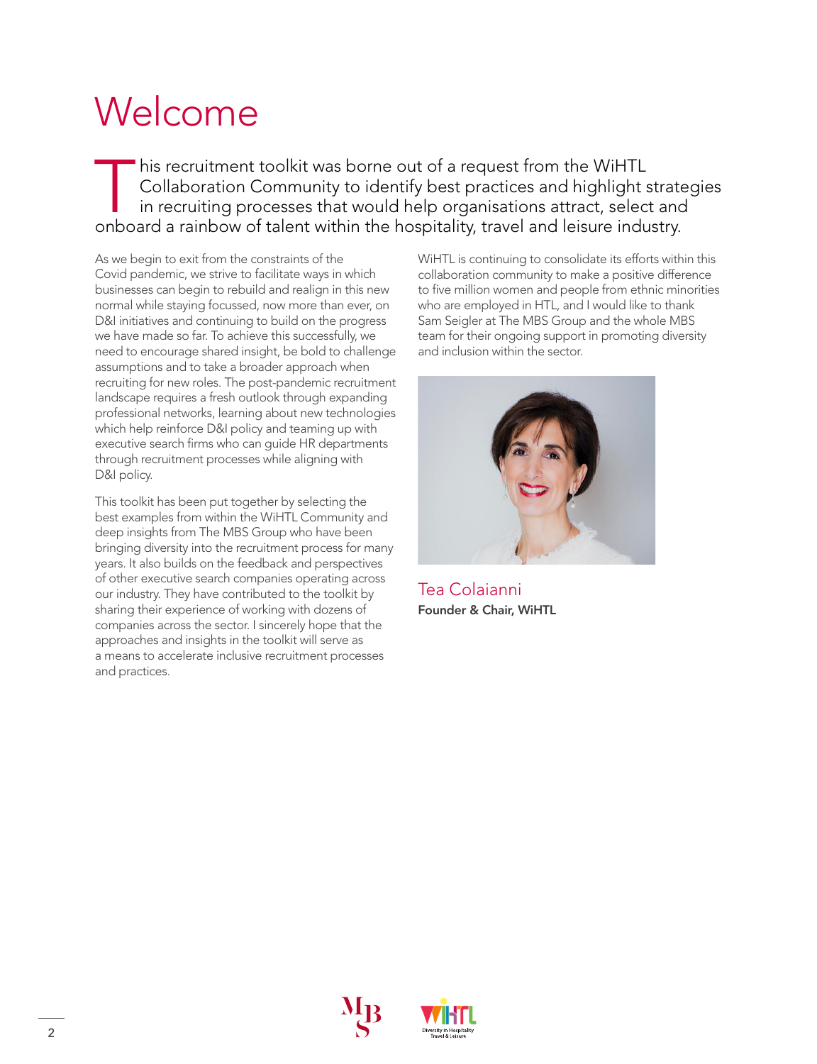# Welcome

This recruitment toolkit was borne out of a request from the WiHTL Collaboration Community to identify best practices and highlight strategies in recruiting processes that would help organisations attract, select and onboard a rainbow of talent within the hospitality, travel and leisure industry.

As we begin to exit from the constraints of the Covid pandemic, we strive to facilitate ways in which businesses can begin to rebuild and realign in this new normal while staying focussed, now more than ever, on D&I initiatives and continuing to build on the progress we have made so far. To achieve this successfully, we need to encourage shared insight, be bold to challenge assumptions and to take a broader approach when recruiting for new roles. The post-pandemic recruitment landscape requires a fresh outlook through expanding professional networks, learning about new technologies which help reinforce D&I policy and teaming up with executive search firms who can guide HR departments through recruitment processes while aligning with D&I policy.

This toolkit has been put together by selecting the best examples from within the WiHTL Community and deep insights from The MBS Group who have been bringing diversity into the recruitment process for many years. It also builds on the feedback and perspectives of other executive search companies operating across our industry. They have contributed to the toolkit by sharing their experience of working with dozens of companies across the sector. I sincerely hope that the approaches and insights in the toolkit will serve as a means to accelerate inclusive recruitment processes and practices.

WiHTL is continuing to consolidate its efforts within this collaboration community to make a positive difference to five million women and people from ethnic minorities who are employed in HTL, and I would like to thank Sam Seigler at The MBS Group and the whole MBS team for their ongoing support in promoting diversity and inclusion within the sector.

Tea Colaianni
**Founder & Chair, WiHTL**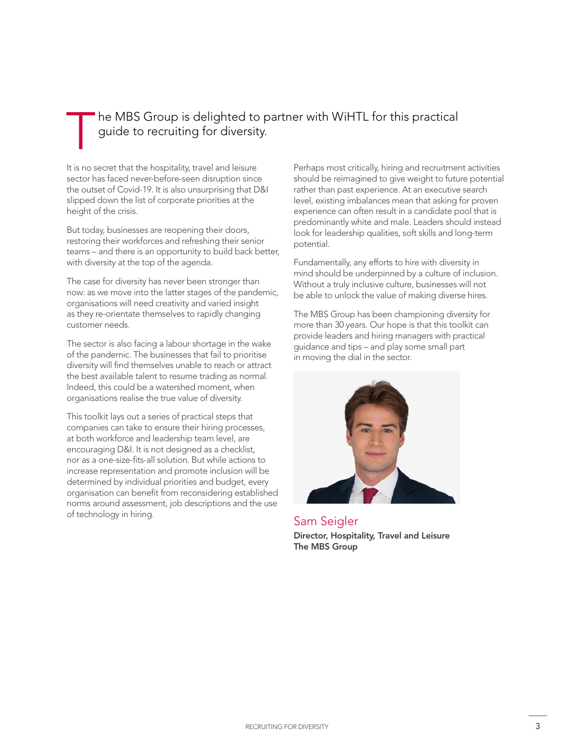The MBS Group is delighted to partner with WiHTL for this practical guide to recruiting for diversity.

It is no secret that the hospitality, travel and leisure sector has faced never-before-seen disruption since the outset of Covid-19. It is also unsurprising that D&I slipped down the list of corporate priorities at the height of the crisis.

But today, businesses are reopening their doors, restoring their workforces and refreshing their senior teams – and there is an opportunity to build back better, with diversity at the top of the agenda.

The case for diversity has never been stronger than now: as we move into the latter stages of the pandemic, organisations will need creativity and varied insight as they re-orientate themselves to rapidly changing customer needs.

The sector is also facing a labour shortage in the wake of the pandemic. The businesses that fail to prioritise diversity will find themselves unable to reach or attract the best available talent to resume trading as normal. Indeed, this could be a watershed moment, when organisations realise the true value of diversity.

This toolkit lays out a series of practical steps that companies can take to ensure their hiring processes, at both workforce and leadership team level, are encouraging D&I. It is not designed as a checklist, nor as a one-size-fits-all solution. But while actions to increase representation and promote inclusion will be determined by individual priorities and budget, every organisation can benefit from reconsidering established norms around assessment, job descriptions and the use of technology in hiring.

Perhaps most critically, hiring and recruitment activities should be reimagined to give weight to future potential rather than past experience. At an executive search level, existing imbalances mean that asking for proven experience can often result in a candidate pool that is predominantly white and male. Leaders should instead look for leadership qualities, soft skills and long-term potential.

Fundamentally, any efforts to hire with diversity in mind should be underpinned by a culture of inclusion. Without a truly inclusive culture, businesses will not be able to unlock the value of making diverse hires.

The MBS Group has been championing diversity for more than 30 years. Our hope is that this toolkit can provide leaders and hiring managers with practical guidance and tips – and play some small part in moving the dial in the sector.

Sam Seigler

**Director, Hospitality, Travel and Leisure**
**The MBS Group**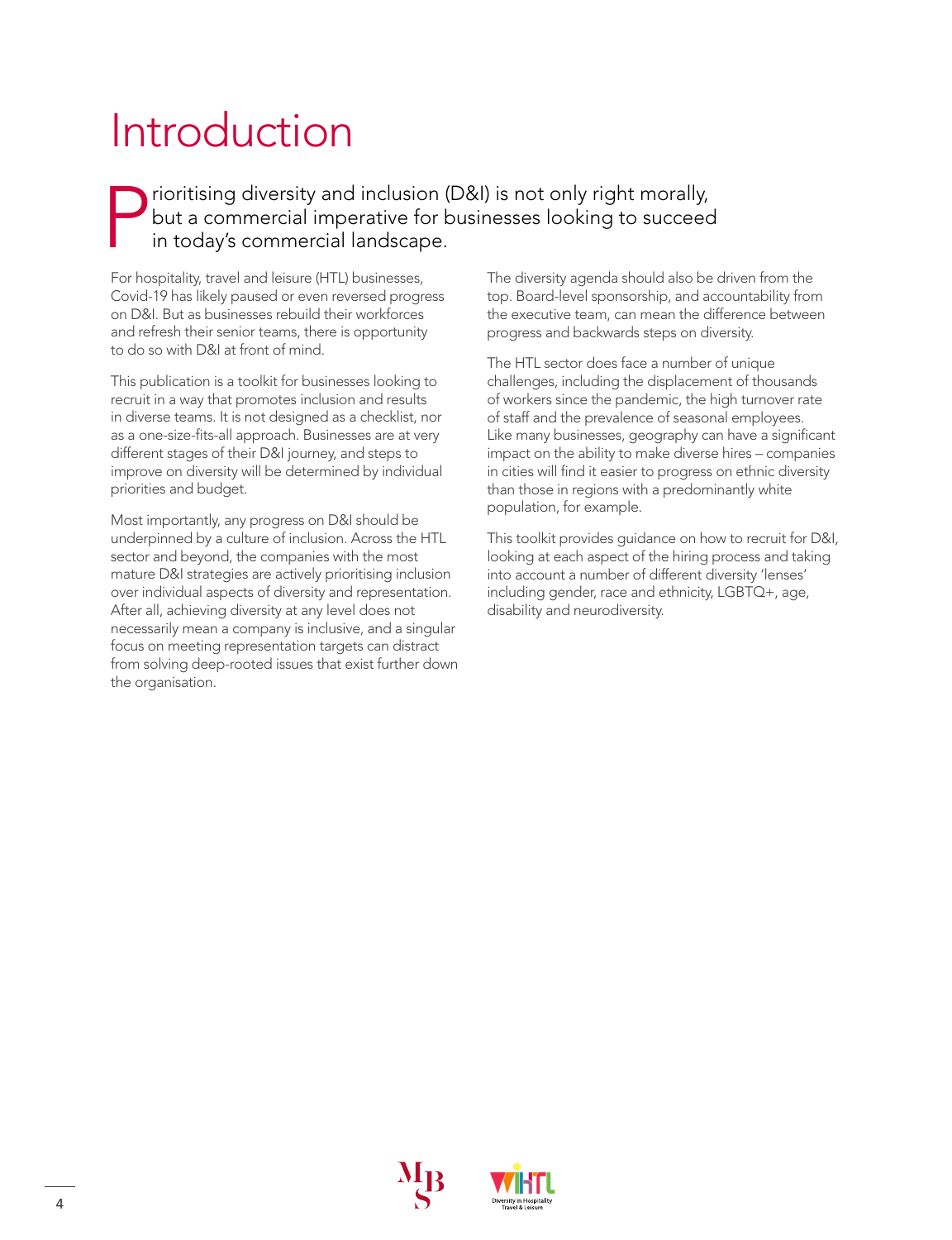# Introduction

Prioritising diversity and inclusion (D&I) is not only right morally, but a commercial imperative for businesses looking to succeed in today's commercial landscape.

For hospitality, travel and leisure (HTL) businesses, Covid-19 has likely paused or even reversed progress on D&I. But as businesses rebuild their workforces and refresh their senior teams, there is opportunity to do so with D&I at front of mind.

This publication is a toolkit for businesses looking to recruit in a way that promotes inclusion and results in diverse teams. It is not designed as a checklist, nor as a one-size-fits-all approach. Businesses are at very different stages of their D&I journey, and steps to improve on diversity will be determined by individual priorities and budget.

Most importantly, any progress on D&I should be underpinned by a culture of inclusion. Across the HTL sector and beyond, the companies with the most mature D&I strategies are actively prioritising inclusion over individual aspects of diversity and representation. After all, achieving diversity at any level does not necessarily mean a company is inclusive, and a singular focus on meeting representation targets can distract from solving deep-rooted issues that exist further down the organisation.

The diversity agenda should also be driven from the top. Board-level sponsorship, and accountability from the executive team, can mean the difference between progress and backwards steps on diversity.

The HTL sector does face a number of unique challenges, including the displacement of thousands of workers since the pandemic, the high turnover rate of staff and the prevalence of seasonal employees. Like many businesses, geography can have a significant impact on the ability to make diverse hires – companies in cities will find it easier to progress on ethnic diversity than those in regions with a predominantly white population, for example.

This toolkit provides guidance on how to recruit for D&I, looking at each aspect of the hiring process and taking into account a number of different diversity 'lenses' including gender, race and ethnicity, LGBTQ+, age, disability and neurodiversity.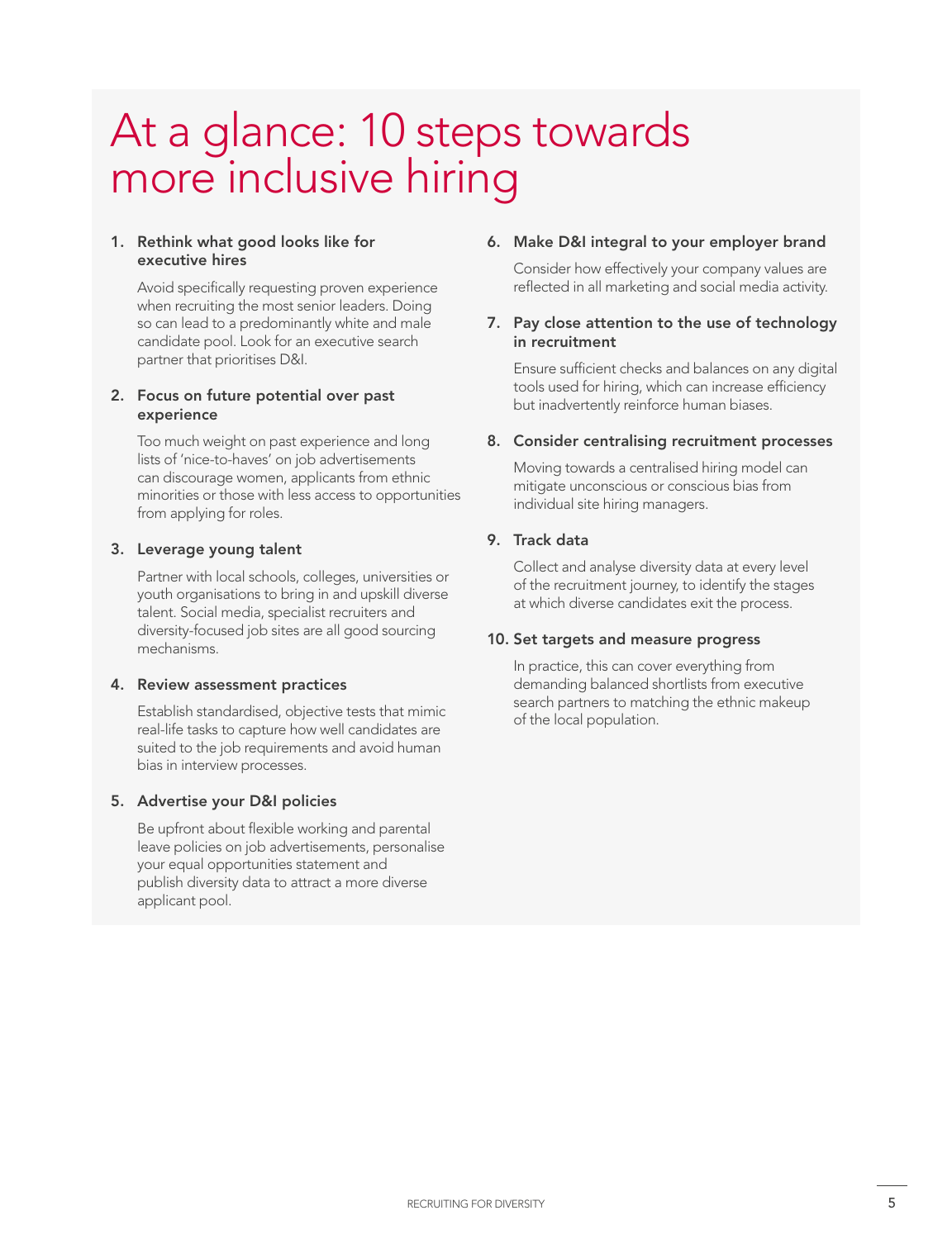# At a glance: 10 steps towards more inclusive hiring

1. **Rethink what good looks like for executive hires**

   Avoid specifically requesting proven experience when recruiting the most senior leaders. Doing so can lead to a predominantly white and male candidate pool. Look for an executive search partner that prioritises D&I.

2. **Focus on future potential over past experience**

   Too much weight on past experience and long lists of 'nice-to-haves' on job advertisements can discourage women, applicants from ethnic minorities or those with less access to opportunities from applying for roles.

3. **Leverage young talent**

   Partner with local schools, colleges, universities or youth organisations to bring in and upskill diverse talent. Social media, specialist recruiters and diversity-focused job sites are all good sourcing mechanisms.

4. **Review assessment practices**

   Establish standardised, objective tests that mimic real-life tasks to capture how well candidates are suited to the job requirements and avoid human bias in interview processes.

5. **Advertise your D&I policies**

   Be upfront about flexible working and parental leave policies on job advertisements, personalise your equal opportunities statement and publish diversity data to attract a more diverse applicant pool.

6. **Make D&I integral to your employer brand**

   Consider how effectively your company values are reflected in all marketing and social media activity.

7. **Pay close attention to the use of technology in recruitment**

   Ensure sufficient checks and balances on any digital tools used for hiring, which can increase efficiency but inadvertently reinforce human biases.

8. **Consider centralising recruitment processes**

   Moving towards a centralised hiring model can mitigate unconscious or conscious bias from individual site hiring managers.

9. **Track data**

   Collect and analyse diversity data at every level of the recruitment journey, to identify the stages at which diverse candidates exit the process.

10. **Set targets and measure progress**

    In practice, this can cover everything from demanding balanced shortlists from executive search partners to matching the ethnic makeup of the local population.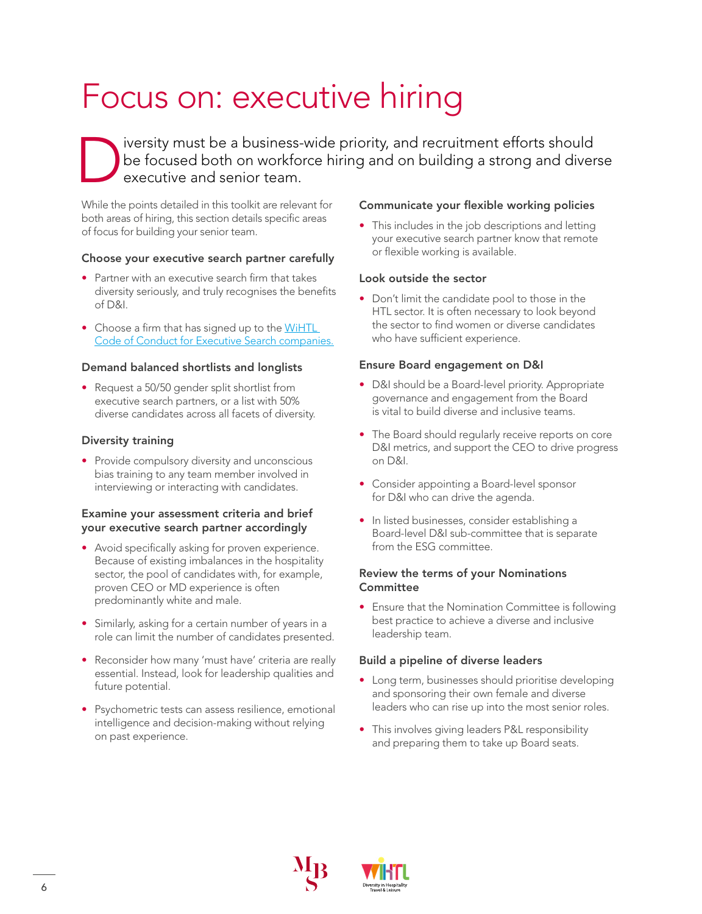# Focus on: executive hiring

Diversity must be a business-wide priority, and recruitment efforts should be focused both on workforce hiring and on building a strong and diverse executive and senior team.

While the points detailed in this toolkit are relevant for both areas of hiring, this section details specific areas of focus for building your senior team.

### Choose your executive search partner carefully

- Partner with an executive search firm that takes diversity seriously, and truly recognises the benefits of D&I.
- Choose a firm that has signed up to the [WiHTL Code of Conduct for Executive Search companies.]()

### Demand balanced shortlists and longlists

- Request a 50/50 gender split shortlist from executive search partners, or a list with 50% diverse candidates across all facets of diversity.

### Diversity training

- Provide compulsory diversity and unconscious bias training to any team member involved in interviewing or interacting with candidates.

### Examine your assessment criteria and brief your executive search partner accordingly

- Avoid specifically asking for proven experience. Because of existing imbalances in the hospitality sector, the pool of candidates with, for example, proven CEO or MD experience is often predominantly white and male.
- Similarly, asking for a certain number of years in a role can limit the number of candidates presented.
- Reconsider how many 'must have' criteria are really essential. Instead, look for leadership qualities and future potential.
- Psychometric tests can assess resilience, emotional intelligence and decision-making without relying on past experience.

### Communicate your flexible working policies

- This includes in the job descriptions and letting your executive search partner know that remote or flexible working is available.

### Look outside the sector

- Don't limit the candidate pool to those in the HTL sector. It is often necessary to look beyond the sector to find women or diverse candidates who have sufficient experience.

### Ensure Board engagement on D&I

- D&I should be a Board-level priority. Appropriate governance and engagement from the Board is vital to build diverse and inclusive teams.
- The Board should regularly receive reports on core D&I metrics, and support the CEO to drive progress on D&I.
- Consider appointing a Board-level sponsor for D&I who can drive the agenda.
- In listed businesses, consider establishing a Board-level D&I sub-committee that is separate from the ESG committee.

### Review the terms of your Nominations Committee

- Ensure that the Nomination Committee is following best practice to achieve a diverse and inclusive leadership team.

### Build a pipeline of diverse leaders

- Long term, businesses should prioritise developing and sponsoring their own female and diverse leaders who can rise up into the most senior roles.
- This involves giving leaders P&L responsibility and preparing them to take up Board seats.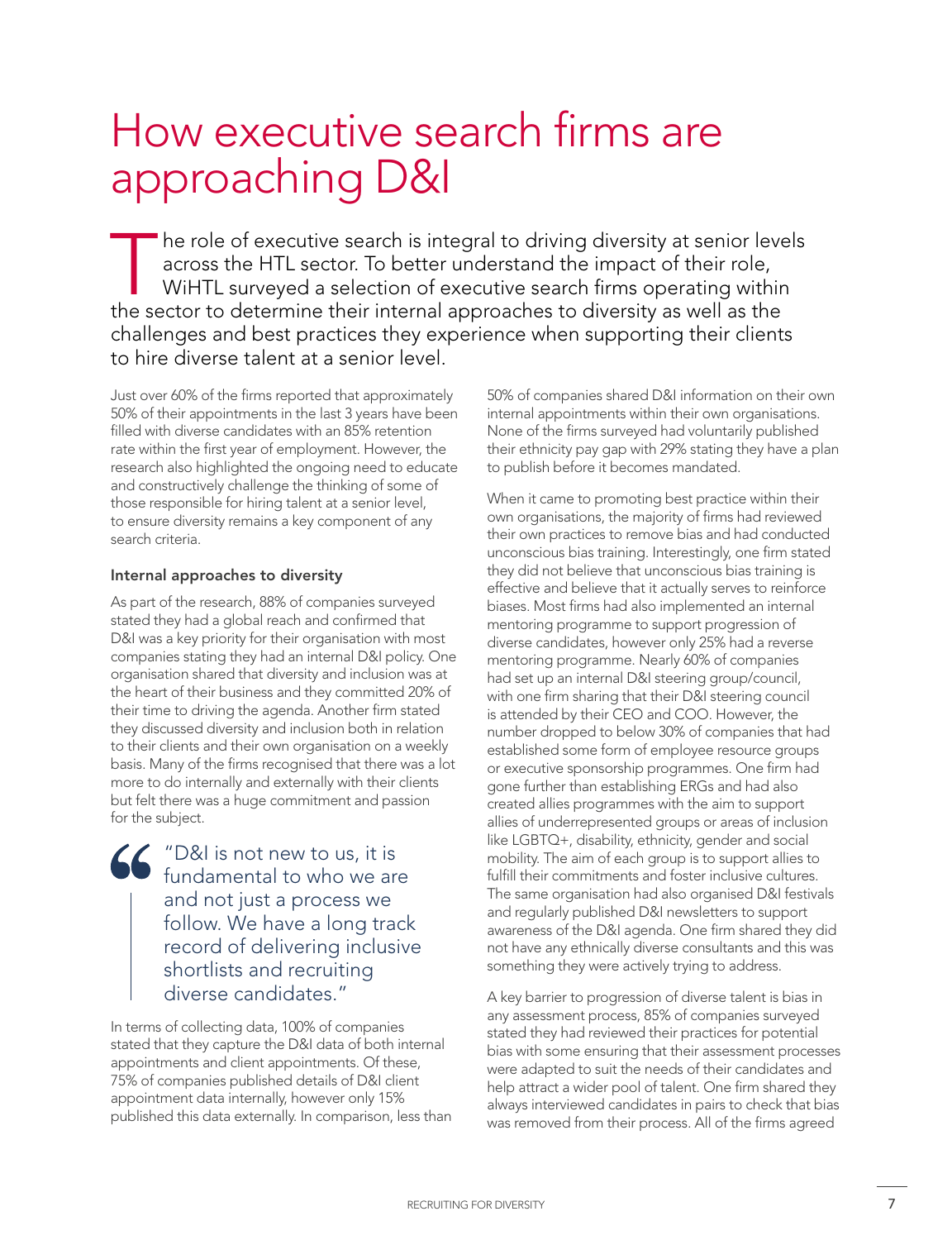# How executive search firms are approaching D&I

The role of executive search is integral to driving diversity at senior levels across the HTL sector. To better understand the impact of their role, WiHTL surveyed a selection of executive search firms operating within the sector to determine their internal approaches to diversity as well as the challenges and best practices they experience when supporting their clients to hire diverse talent at a senior level.

Just over 60% of the firms reported that approximately 50% of their appointments in the last 3 years have been filled with diverse candidates with an 85% retention rate within the first year of employment. However, the research also highlighted the ongoing need to educate and constructively challenge the thinking of some of those responsible for hiring talent at a senior level, to ensure diversity remains a key component of any search criteria.

### Internal approaches to diversity

As part of the research, 88% of companies surveyed stated they had a global reach and confirmed that D&I was a key priority for their organisation with most companies stating they had an internal D&I policy. One organisation shared that diversity and inclusion was at the heart of their business and they committed 20% of their time to driving the agenda. Another firm stated they discussed diversity and inclusion both in relation to their clients and their own organisation on a weekly basis. Many of the firms recognised that there was a lot more to do internally and externally with their clients but felt there was a huge commitment and passion for the subject.

> "D&I is not new to us, it is fundamental to who we are and not just a process we follow. We have a long track record of delivering inclusive shortlists and recruiting diverse candidates."

In terms of collecting data, 100% of companies stated that they capture the D&I data of both internal appointments and client appointments. Of these, 75% of companies published details of D&I client appointment data internally, however only 15% published this data externally. In comparison, less than 50% of companies shared D&I information on their own internal appointments within their own organisations. None of the firms surveyed had voluntarily published their ethnicity pay gap with 29% stating they have a plan to publish before it becomes mandated.

When it came to promoting best practice within their own organisations, the majority of firms had reviewed their own practices to remove bias and had conducted unconscious bias training. Interestingly, one firm stated they did not believe that unconscious bias training is effective and believe that it actually serves to reinforce biases. Most firms had also implemented an internal mentoring programme to support progression of diverse candidates, however only 25% had a reverse mentoring programme. Nearly 60% of companies had set up an internal D&I steering group/council, with one firm sharing that their D&I steering council is attended by their CEO and COO. However, the number dropped to below 30% of companies that had established some form of employee resource groups or executive sponsorship programmes. One firm had gone further than establishing ERGs and had also created allies programmes with the aim to support allies of underrepresented groups or areas of inclusion like LGBTQ+, disability, ethnicity, gender and social mobility. The aim of each group is to support allies to fulfill their commitments and foster inclusive cultures. The same organisation had also organised D&I festivals and regularly published D&I newsletters to support awareness of the D&I agenda. One firm shared they did not have any ethnically diverse consultants and this was something they were actively trying to address.

A key barrier to progression of diverse talent is bias in any assessment process, 85% of companies surveyed stated they had reviewed their practices for potential bias with some ensuring that their assessment processes were adapted to suit the needs of their candidates and help attract a wider pool of talent. One firm shared they always interviewed candidates in pairs to check that bias was removed from their process. All of the firms agreed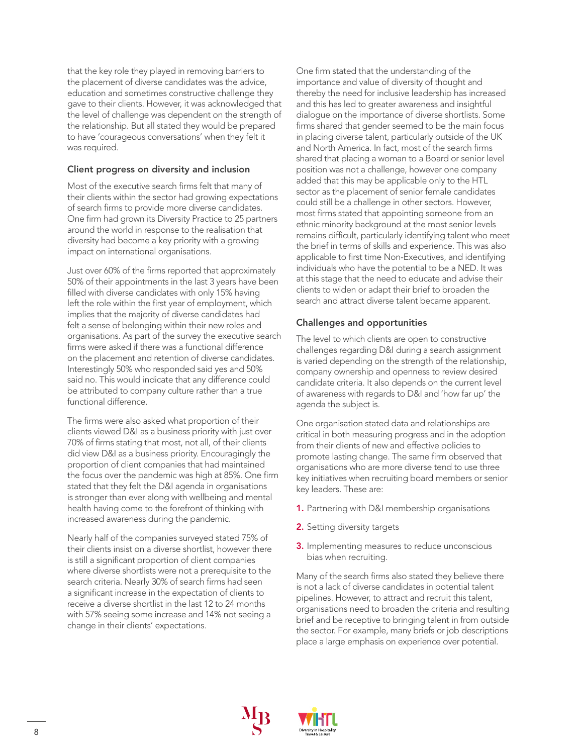that the key role they played in removing barriers to the placement of diverse candidates was the advice, education and sometimes constructive challenge they gave to their clients. However, it was acknowledged that the level of challenge was dependent on the strength of the relationship. But all stated they would be prepared to have 'courageous conversations' when they felt it was required.

### Client progress on diversity and inclusion

Most of the executive search firms felt that many of their clients within the sector had growing expectations of search firms to provide more diverse candidates. One firm had grown its Diversity Practice to 25 partners around the world in response to the realisation that diversity had become a key priority with a growing impact on international organisations.

Just over 60% of the firms reported that approximately 50% of their appointments in the last 3 years have been filled with diverse candidates with only 15% having left the role within the first year of employment, which implies that the majority of diverse candidates had felt a sense of belonging within their new roles and organisations. As part of the survey the executive search firms were asked if there was a functional difference on the placement and retention of diverse candidates. Interestingly 50% who responded said yes and 50% said no. This would indicate that any difference could be attributed to company culture rather than a true functional difference.

The firms were also asked what proportion of their clients viewed D&I as a business priority with just over 70% of firms stating that most, not all, of their clients did view D&I as a business priority. Encouragingly the proportion of client companies that had maintained the focus over the pandemic was high at 85%. One firm stated that they felt the D&I agenda in organisations is stronger than ever along with wellbeing and mental health having come to the forefront of thinking with increased awareness during the pandemic.

Nearly half of the companies surveyed stated 75% of their clients insist on a diverse shortlist, however there is still a significant proportion of client companies where diverse shortlists were not a prerequisite to the search criteria. Nearly 30% of search firms had seen a significant increase in the expectation of clients to receive a diverse shortlist in the last 12 to 24 months with 57% seeing some increase and 14% not seeing a change in their clients' expectations.

One firm stated that the understanding of the importance and value of diversity of thought and thereby the need for inclusive leadership has increased and this has led to greater awareness and insightful dialogue on the importance of diverse shortlists. Some firms shared that gender seemed to be the main focus in placing diverse talent, particularly outside of the UK and North America. In fact, most of the search firms shared that placing a woman to a Board or senior level position was not a challenge, however one company added that this may be applicable only to the HTL sector as the placement of senior female candidates could still be a challenge in other sectors. However, most firms stated that appointing someone from an ethnic minority background at the most senior levels remains difficult, particularly identifying talent who meet the brief in terms of skills and experience. This was also applicable to first time Non-Executives, and identifying individuals who have the potential to be a NED. It was at this stage that the need to educate and advise their clients to widen or adapt their brief to broaden the search and attract diverse talent became apparent.

### Challenges and opportunities

The level to which clients are open to constructive challenges regarding D&I during a search assignment is varied depending on the strength of the relationship, company ownership and openness to review desired candidate criteria. It also depends on the current level of awareness with regards to D&I and 'how far up' the agenda the subject is.

One organisation stated data and relationships are critical in both measuring progress and in the adoption from their clients of new and effective policies to promote lasting change. The same firm observed that organisations who are more diverse tend to use three key initiatives when recruiting board members or senior key leaders. These are:

1. Partnering with D&I membership organisations
2. Setting diversity targets
3. Implementing measures to reduce unconscious bias when recruiting.

Many of the search firms also stated they believe there is not a lack of diverse candidates in potential talent pipelines. However, to attract and recruit this talent, organisations need to broaden the criteria and resulting brief and be receptive to bringing talent in from outside the sector. For example, many briefs or job descriptions place a large emphasis on experience over potential.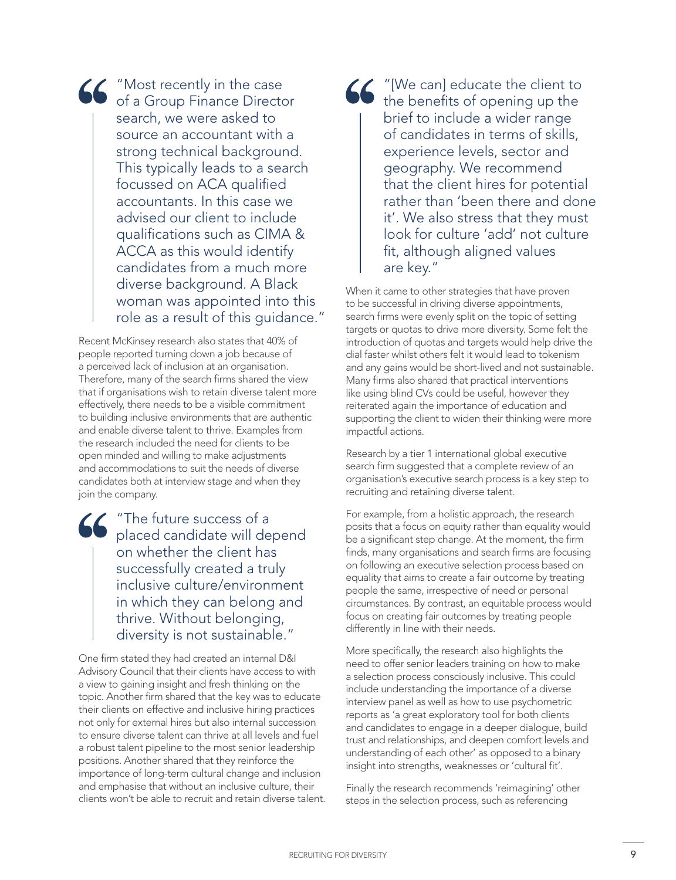> "Most recently in the case of a Group Finance Director search, we were asked to source an accountant with a strong technical background. This typically leads to a search focussed on ACA qualified accountants. In this case we advised our client to include qualifications such as CIMA & ACCA as this would identify candidates from a much more diverse background. A Black woman was appointed into this role as a result of this guidance."

Recent McKinsey research also states that 40% of people reported turning down a job because of a perceived lack of inclusion at an organisation. Therefore, many of the search firms shared the view that if organisations wish to retain diverse talent more effectively, there needs to be a visible commitment to building inclusive environments that are authentic and enable diverse talent to thrive. Examples from the research included the need for clients to be open minded and willing to make adjustments and accommodations to suit the needs of diverse candidates both at interview stage and when they join the company.

> "The future success of a placed candidate will depend on whether the client has successfully created a truly inclusive culture/environment in which they can belong and thrive. Without belonging, diversity is not sustainable."

One firm stated they had created an internal D&I Advisory Council that their clients have access to with a view to gaining insight and fresh thinking on the topic. Another firm shared that the key was to educate their clients on effective and inclusive hiring practices not only for external hires but also internal succession to ensure diverse talent can thrive at all levels and fuel a robust talent pipeline to the most senior leadership positions. Another shared that they reinforce the importance of long-term cultural change and inclusion and emphasise that without an inclusive culture, their clients won't be able to recruit and retain diverse talent.

> "[We can] educate the client to the benefits of opening up the brief to include a wider range of candidates in terms of skills, experience levels, sector and geography. We recommend that the client hires for potential rather than 'been there and done it'. We also stress that they must look for culture 'add' not culture fit, although aligned values are key."

When it came to other strategies that have proven to be successful in driving diverse appointments, search firms were evenly split on the topic of setting targets or quotas to drive more diversity. Some felt the introduction of quotas and targets would help drive the dial faster whilst others felt it would lead to tokenism and any gains would be short-lived and not sustainable. Many firms also shared that practical interventions like using blind CVs could be useful, however they reiterated again the importance of education and supporting the client to widen their thinking were more impactful actions.

Research by a tier 1 international global executive search firm suggested that a complete review of an organisation's executive search process is a key step to recruiting and retaining diverse talent.

For example, from a holistic approach, the research posits that a focus on equity rather than equality would be a significant step change. At the moment, the firm finds, many organisations and search firms are focusing on following an executive selection process based on equality that aims to create a fair outcome by treating people the same, irrespective of need or personal circumstances. By contrast, an equitable process would focus on creating fair outcomes by treating people differently in line with their needs.

More specifically, the research also highlights the need to offer senior leaders training on how to make a selection process consciously inclusive. This could include understanding the importance of a diverse interview panel as well as how to use psychometric reports as 'a great exploratory tool for both clients and candidates to engage in a deeper dialogue, build trust and relationships, and deepen comfort levels and understanding of each other' as opposed to a binary insight into strengths, weaknesses or 'cultural fit'.

Finally the research recommends 'reimagining' other steps in the selection process, such as referencing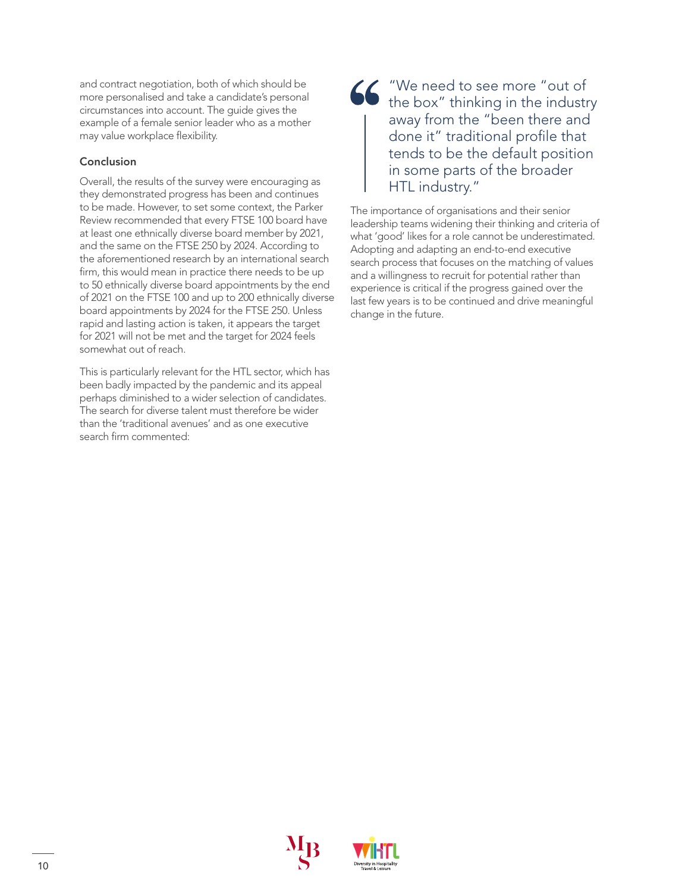and contract negotiation, both of which should be more personalised and take a candidate's personal circumstances into account. The guide gives the example of a female senior leader who as a mother may value workplace flexibility.

### Conclusion

Overall, the results of the survey were encouraging as they demonstrated progress has been and continues to be made. However, to set some context, the Parker Review recommended that every FTSE 100 board have at least one ethnically diverse board member by 2021, and the same on the FTSE 250 by 2024. According to the aforementioned research by an international search firm, this would mean in practice there needs to be up to 50 ethnically diverse board appointments by the end of 2021 on the FTSE 100 and up to 200 ethnically diverse board appointments by 2024 for the FTSE 250. Unless rapid and lasting action is taken, it appears the target for 2021 will not be met and the target for 2024 feels somewhat out of reach.

This is particularly relevant for the HTL sector, which has been badly impacted by the pandemic and its appeal perhaps diminished to a wider selection of candidates. The search for diverse talent must therefore be wider than the 'traditional avenues' and as one executive search firm commented:

> "We need to see more "out of the box" thinking in the industry away from the "been there and done it" traditional profile that tends to be the default position in some parts of the broader HTL industry."

The importance of organisations and their senior leadership teams widening their thinking and criteria of what 'good' likes for a role cannot be underestimated. Adopting and adapting an end-to-end executive search process that focuses on the matching of values and a willingness to recruit for potential rather than experience is critical if the progress gained over the last few years is to be continued and drive meaningful change in the future.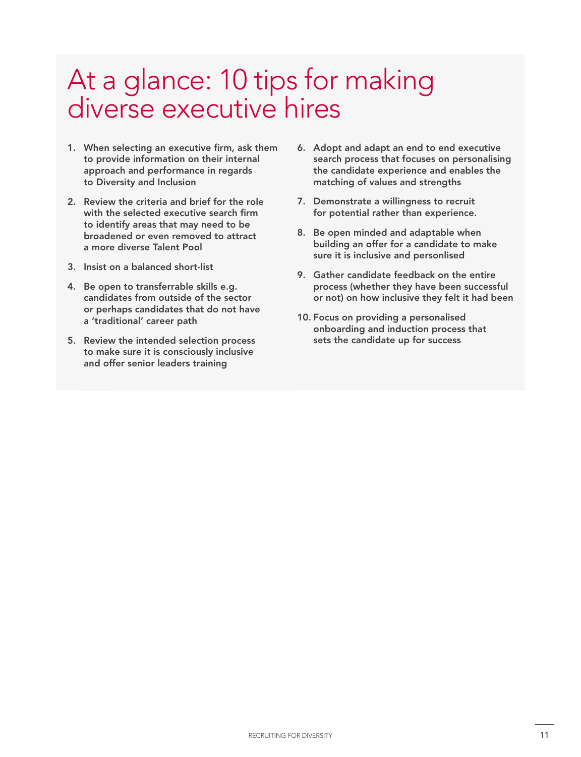# At a glance: 10 tips for making diverse executive hires

1. **When selecting an executive firm, ask them to provide information on their internal approach and performance in regards to Diversity and Inclusion**
2. **Review the criteria and brief for the role with the selected executive search firm to identify areas that may need to be broadened or even removed to attract a more diverse Talent Pool**
3. **Insist on a balanced short-list**
4. **Be open to transferrable skills e.g. candidates from outside of the sector or perhaps candidates that do not have a 'traditional' career path**
5. **Review the intended selection process to make sure it is consciously inclusive and offer senior leaders training**
6. **Adopt and adapt an end to end executive search process that focuses on personalising the candidate experience and enables the matching of values and strengths**
7. **Demonstrate a willingness to recruit for potential rather than experience.**
8. **Be open minded and adaptable when building an offer for a candidate to make sure it is inclusive and personlised**
9. **Gather candidate feedback on the entire process (whether they have been successful or not) on how inclusive they felt it had been**
10. **Focus on providing a personalised onboarding and induction process that sets the candidate up for success**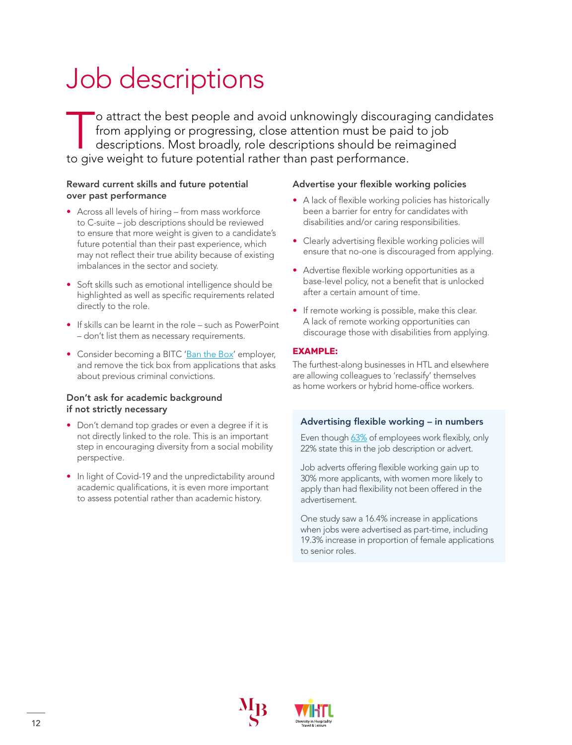# Job descriptions

To attract the best people and avoid unknowingly discouraging candidates from applying or progressing, close attention must be paid to job descriptions. Most broadly, role descriptions should be reimagined to give weight to future potential rather than past performance.

### Reward current skills and future potential over past performance

- Across all levels of hiring – from mass workforce to C-suite – job descriptions should be reviewed to ensure that more weight is given to a candidate's future potential than their past experience, which may not reflect their true ability because of existing imbalances in the sector and society.
- Soft skills such as emotional intelligence should be highlighted as well as specific requirements related directly to the role.
- If skills can be learnt in the role – such as PowerPoint – don't list them as necessary requirements.
- Consider becoming a BITC 'Ban the Box' employer, and remove the tick box from applications that asks about previous criminal convictions.

### Don't ask for academic background if not strictly necessary

- Don't demand top grades or even a degree if it is not directly linked to the role. This is an important step in encouraging diversity from a social mobility perspective.
- In light of Covid-19 and the unpredictability around academic qualifications, it is even more important to assess potential rather than academic history.

### Advertise your flexible working policies

- A lack of flexible working policies has historically been a barrier for entry for candidates with disabilities and/or caring responsibilities.
- Clearly advertising flexible working policies will ensure that no-one is discouraged from applying.
- Advertise flexible working opportunities as a base-level policy, not a benefit that is unlocked after a certain amount of time.
- If remote working is possible, make this clear. A lack of remote working opportunities can discourage those with disabilities from applying.

**EXAMPLE:**

The furthest-along businesses in HTL and elsewhere are allowing colleagues to 'reclassify' themselves as home workers or hybrid home-office workers.

### Advertising flexible working – in numbers

Even though 63% of employees work flexibly, only 22% state this in the job description or advert.

Job adverts offering flexible working gain up to 30% more applicants, with women more likely to apply than had flexibility not been offered in the advertisement.

One study saw a 16.4% increase in applications when jobs were advertised as part-time, including 19.3% increase in proportion of female applications to senior roles.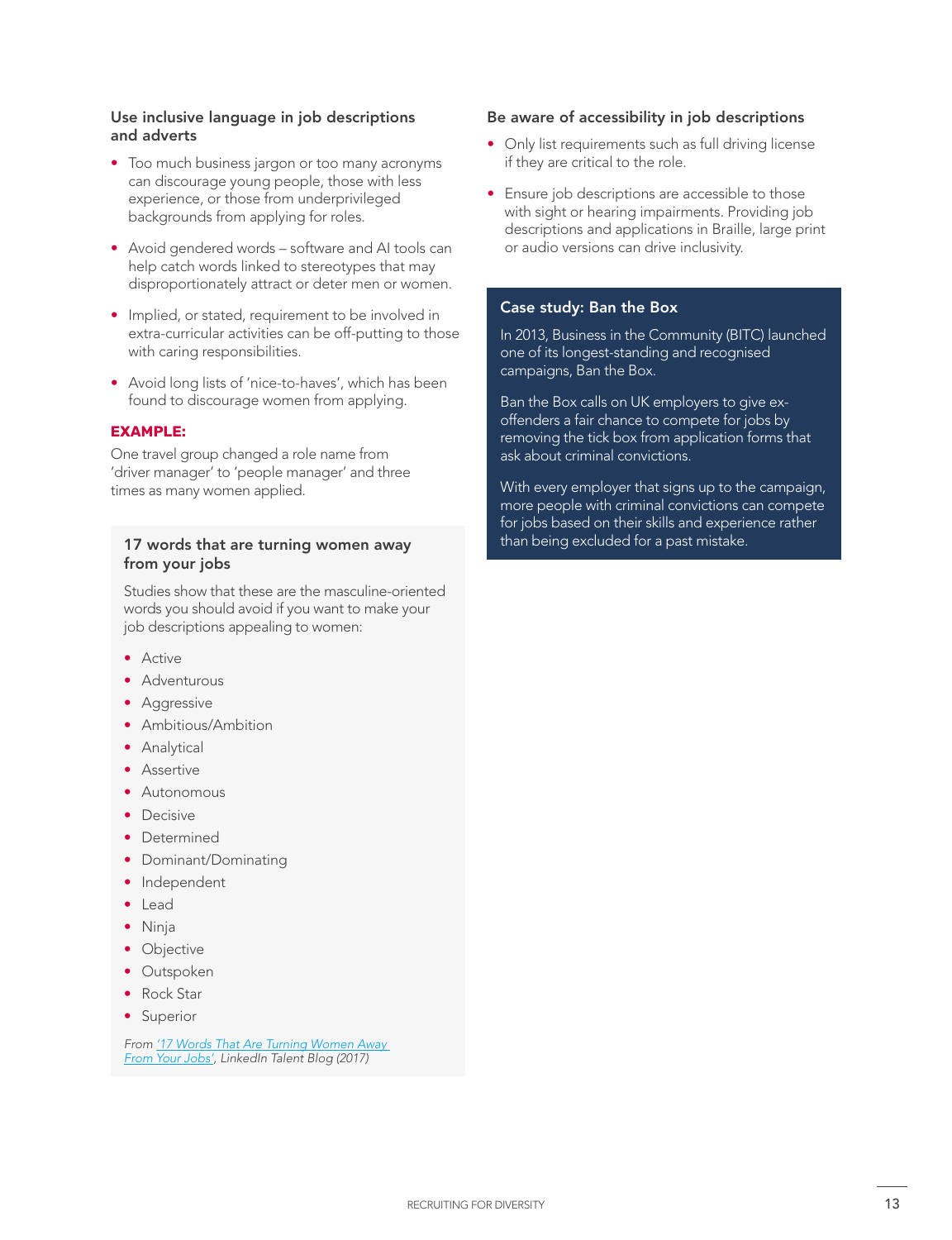### Use inclusive language in job descriptions and adverts

- Too much business jargon or too many acronyms can discourage young people, those with less experience, or those from underprivileged backgrounds from applying for roles.
- Avoid gendered words – software and AI tools can help catch words linked to stereotypes that may disproportionately attract or deter men or women.
- Implied, or stated, requirement to be involved in extra-curricular activities can be off-putting to those with caring responsibilities.
- Avoid long lists of 'nice-to-haves', which has been found to discourage women from applying.

**EXAMPLE:**

One travel group changed a role name from 'driver manager' to 'people manager' and three times as many women applied.

### 17 words that are turning women away from your jobs

Studies show that these are the masculine-oriented words you should avoid if you want to make your job descriptions appealing to women:

- Active
- Adventurous
- Aggressive
- Ambitious/Ambition
- Analytical
- Assertive
- Autonomous
- Decisive
- Determined
- Dominant/Dominating
- Independent
- Lead
- Ninja
- Objective
- Outspoken
- Rock Star
- Superior

*From '17 Words That Are Turning Women Away From Your Jobs', LinkedIn Talent Blog (2017)*

### Be aware of accessibility in job descriptions

- Only list requirements such as full driving license if they are critical to the role.
- Ensure job descriptions are accessible to those with sight or hearing impairments. Providing job descriptions and applications in Braille, large print or audio versions can drive inclusivity.

### Case study: Ban the Box

In 2013, Business in the Community (BITC) launched one of its longest-standing and recognised campaigns, Ban the Box.

Ban the Box calls on UK employers to give ex-offenders a fair chance to compete for jobs by removing the tick box from application forms that ask about criminal convictions.

With every employer that signs up to the campaign, more people with criminal convictions can compete for jobs based on their skills and experience rather than being excluded for a past mistake.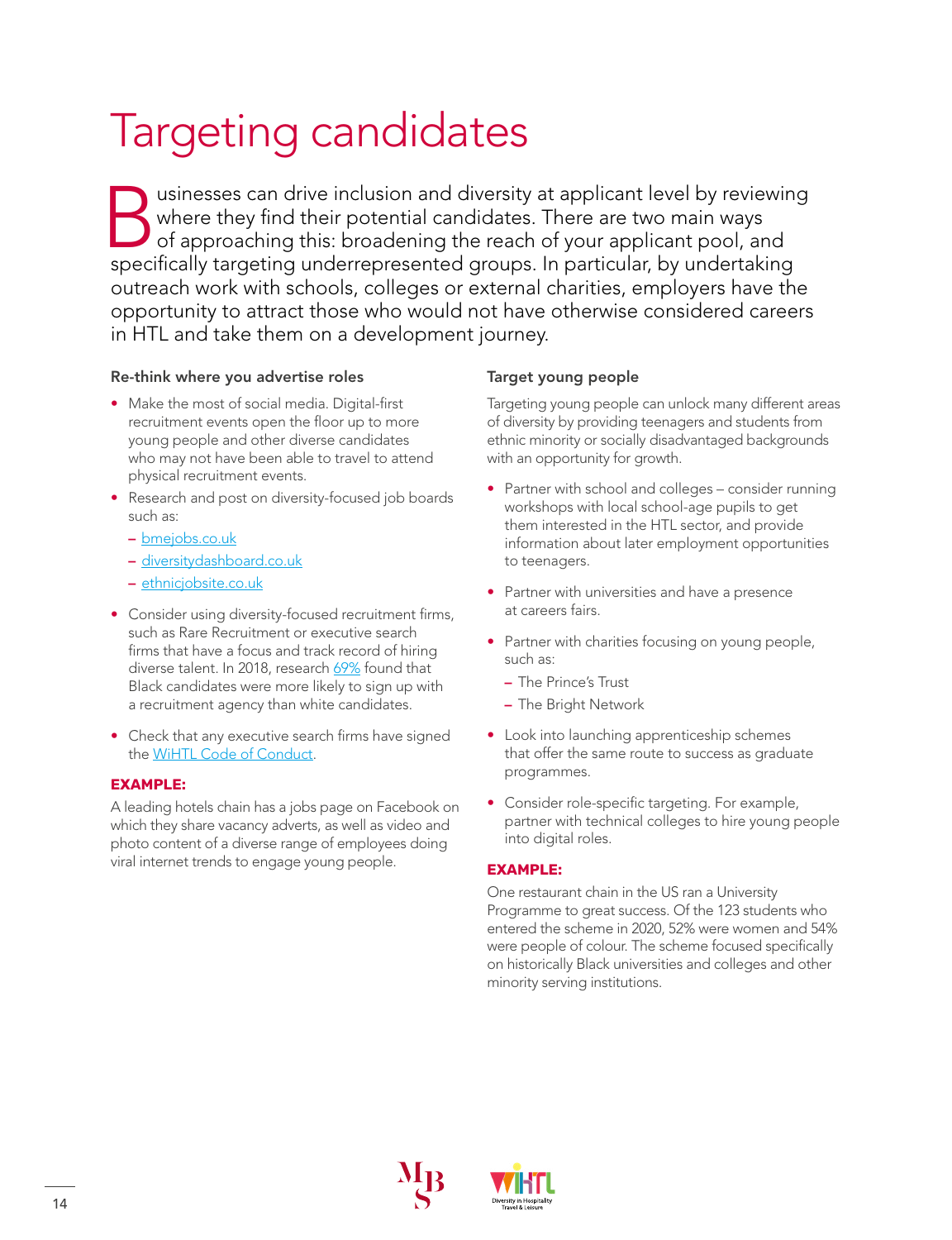# Targeting candidates

Businesses can drive inclusion and diversity at applicant level by reviewing where they find their potential candidates. There are two main ways of approaching this: broadening the reach of your applicant pool, and specifically targeting underrepresented groups. In particular, by undertaking outreach work with schools, colleges or external charities, employers have the opportunity to attract those who would not have otherwise considered careers in HTL and take them on a development journey.

### Re-think where you advertise roles

- Make the most of social media. Digital-first recruitment events open the floor up to more young people and other diverse candidates who may not have been able to travel to attend physical recruitment events.
- Research and post on diversity-focused job boards such as:
  - bmejobs.co.uk
  - diversitydashboard.co.uk
  - ethnicjobsite.co.uk
- Consider using diversity-focused recruitment firms, such as Rare Recruitment or executive search firms that have a focus and track record of hiring diverse talent. In 2018, research 69% found that Black candidates were more likely to sign up with a recruitment agency than white candidates.
- Check that any executive search firms have signed the WiHTL Code of Conduct.

**EXAMPLE:**

A leading hotels chain has a jobs page on Facebook on which they share vacancy adverts, as well as video and photo content of a diverse range of employees doing viral internet trends to engage young people.

### Target young people

Targeting young people can unlock many different areas of diversity by providing teenagers and students from ethnic minority or socially disadvantaged backgrounds with an opportunity for growth.

- Partner with school and colleges – consider running workshops with local school-age pupils to get them interested in the HTL sector, and provide information about later employment opportunities to teenagers.
- Partner with universities and have a presence at careers fairs.
- Partner with charities focusing on young people, such as:
  - The Prince's Trust
  - The Bright Network
- Look into launching apprenticeship schemes that offer the same route to success as graduate programmes.
- Consider role-specific targeting. For example, partner with technical colleges to hire young people into digital roles.

**EXAMPLE:**

One restaurant chain in the US ran a University Programme to great success. Of the 123 students who entered the scheme in 2020, 52% were women and 54% were people of colour. The scheme focused specifically on historically Black universities and colleges and other minority serving institutions.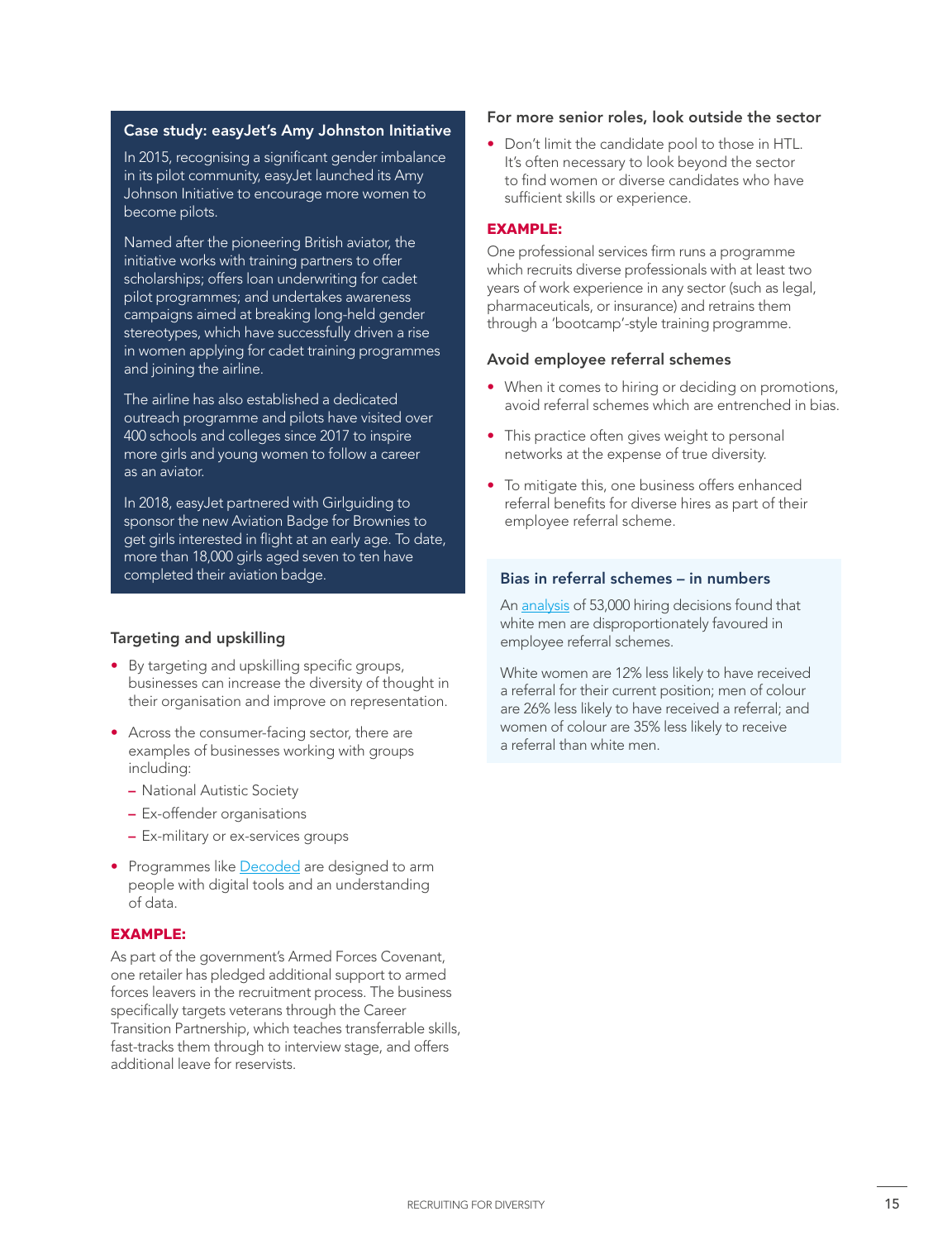### Case study: easyJet's Amy Johnston Initiative

In 2015, recognising a significant gender imbalance in its pilot community, easyJet launched its Amy Johnson Initiative to encourage more women to become pilots.

Named after the pioneering British aviator, the initiative works with training partners to offer scholarships; offers loan underwriting for cadet pilot programmes; and undertakes awareness campaigns aimed at breaking long-held gender stereotypes, which have successfully driven a rise in women applying for cadet training programmes and joining the airline.

The airline has also established a dedicated outreach programme and pilots have visited over 400 schools and colleges since 2017 to inspire more girls and young women to follow a career as an aviator.

In 2018, easyJet partnered with Girlguiding to sponsor the new Aviation Badge for Brownies to get girls interested in flight at an early age. To date, more than 18,000 girls aged seven to ten have completed their aviation badge.

### Targeting and upskilling

- By targeting and upskilling specific groups, businesses can increase the diversity of thought in their organisation and improve on representation.
- Across the consumer-facing sector, there are examples of businesses working with groups including:
  - National Autistic Society
  - Ex-offender organisations
  - Ex-military or ex-services groups
- Programmes like Decoded are designed to arm people with digital tools and an understanding of data.

**EXAMPLE:**

As part of the government's Armed Forces Covenant, one retailer has pledged additional support to armed forces leavers in the recruitment process. The business specifically targets veterans through the Career Transition Partnership, which teaches transferrable skills, fast-tracks them through to interview stage, and offers additional leave for reservists.

### For more senior roles, look outside the sector

- Don't limit the candidate pool to those in HTL. It's often necessary to look beyond the sector to find women or diverse candidates who have sufficient skills or experience.

**EXAMPLE:**

One professional services firm runs a programme which recruits diverse professionals with at least two years of work experience in any sector (such as legal, pharmaceuticals, or insurance) and retrains them through a 'bootcamp'-style training programme.

### Avoid employee referral schemes

- When it comes to hiring or deciding on promotions, avoid referral schemes which are entrenched in bias.
- This practice often gives weight to personal networks at the expense of true diversity.
- To mitigate this, one business offers enhanced referral benefits for diverse hires as part of their employee referral scheme.

### Bias in referral schemes – in numbers

An analysis of 53,000 hiring decisions found that white men are disproportionately favoured in employee referral schemes.

White women are 12% less likely to have received a referral for their current position; men of colour are 26% less likely to have received a referral; and women of colour are 35% less likely to receive a referral than white men.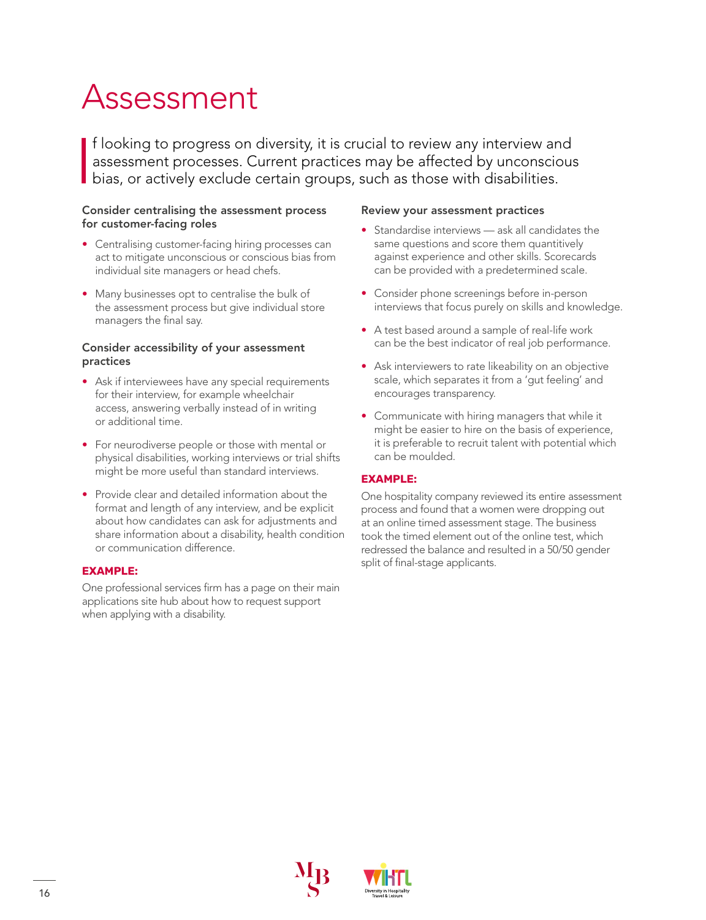# Assessment

If looking to progress on diversity, it is crucial to review any interview and assessment processes. Current practices may be affected by unconscious bias, or actively exclude certain groups, such as those with disabilities.

### Consider centralising the assessment process for customer-facing roles

- Centralising customer-facing hiring processes can act to mitigate unconscious or conscious bias from individual site managers or head chefs.
- Many businesses opt to centralise the bulk of the assessment process but give individual store managers the final say.

### Consider accessibility of your assessment practices

- Ask if interviewees have any special requirements for their interview, for example wheelchair access, answering verbally instead of in writing or additional time.
- For neurodiverse people or those with mental or physical disabilities, working interviews or trial shifts might be more useful than standard interviews.
- Provide clear and detailed information about the format and length of any interview, and be explicit about how candidates can ask for adjustments and share information about a disability, health condition or communication difference.

**EXAMPLE:**

One professional services firm has a page on their main applications site hub about how to request support when applying with a disability.

### Review your assessment practices

- Standardise interviews — ask all candidates the same questions and score them quantitively against experience and other skills. Scorecards can be provided with a predetermined scale.
- Consider phone screenings before in-person interviews that focus purely on skills and knowledge.
- A test based around a sample of real-life work can be the best indicator of real job performance.
- Ask interviewers to rate likeability on an objective scale, which separates it from a 'gut feeling' and encourages transparency.
- Communicate with hiring managers that while it might be easier to hire on the basis of experience, it is preferable to recruit talent with potential which can be moulded.

**EXAMPLE:**

One hospitality company reviewed its entire assessment process and found that a women were dropping out at an online timed assessment stage. The business took the timed element out of the online test, which redressed the balance and resulted in a 50/50 gender split of final-stage applicants.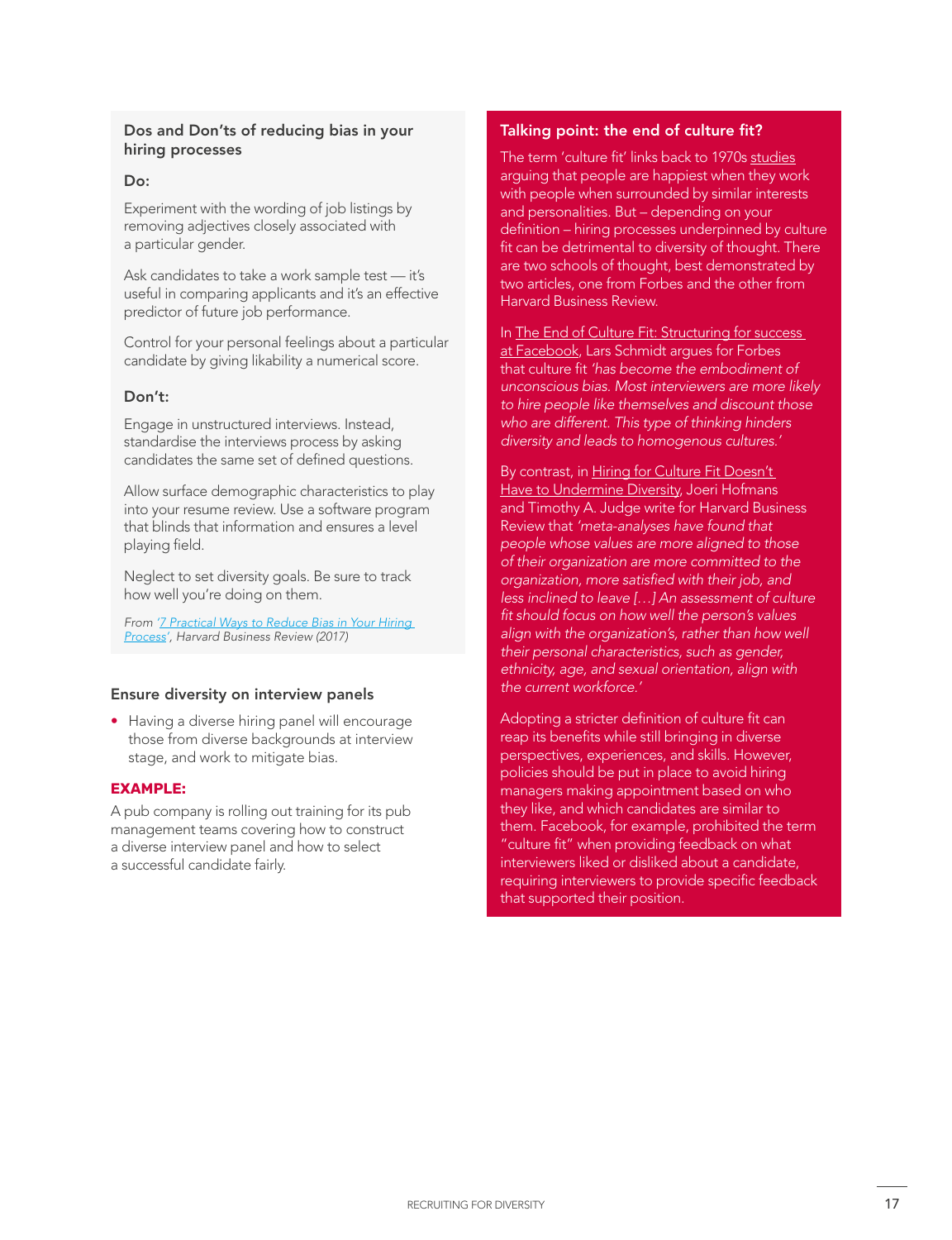### Dos and Don'ts of reducing bias in your hiring processes

**Do:**

Experiment with the wording of job listings by removing adjectives closely associated with a particular gender.

Ask candidates to take a work sample test — it's useful in comparing applicants and it's an effective predictor of future job performance.

Control for your personal feelings about a particular candidate by giving likability a numerical score.

**Don't:**

Engage in unstructured interviews. Instead, standardise the interviews process by asking candidates the same set of defined questions.

Allow surface demographic characteristics to play into your resume review. Use a software program that blinds that information and ensures a level playing field.

Neglect to set diversity goals. Be sure to track how well you're doing on them.

*From '[7 Practical Ways to Reduce Bias in Your Hiring Process](#)', Harvard Business Review (2017)*

### Ensure diversity on interview panels

- Having a diverse hiring panel will encourage those from diverse backgrounds at interview stage, and work to mitigate bias.

**EXAMPLE:**

A pub company is rolling out training for its pub management teams covering how to construct a diverse interview panel and how to select a successful candidate fairly.

### Talking point: the end of culture fit?

The term 'culture fit' links back to 1970s studies arguing that people are happiest when they work with people when surrounded by similar interests and personalities. But – depending on your definition – hiring processes underpinned by culture fit can be detrimental to diversity of thought. There are two schools of thought, best demonstrated by two articles, one from Forbes and the other from Harvard Business Review.

In The End of Culture Fit: Structuring for success at Facebook, Lars Schmidt argues for Forbes that culture fit *'has become the embodiment of unconscious bias. Most interviewers are more likely to hire people like themselves and discount those who are different. This type of thinking hinders diversity and leads to homogenous cultures.'*

By contrast, in Hiring for Culture Fit Doesn't Have to Undermine Diversity, Joeri Hofmans and Timothy A. Judge write for Harvard Business Review that *'meta-analyses have found that people whose values are more aligned to those of their organization are more committed to the organization, more satisfied with their job, and less inclined to leave […] An assessment of culture fit should focus on how well the person's values align with the organization's, rather than how well their personal characteristics, such as gender, ethnicity, age, and sexual orientation, align with the current workforce.'*

Adopting a stricter definition of culture fit can reap its benefits while still bringing in diverse perspectives, experiences, and skills. However, policies should be put in place to avoid hiring managers making appointment based on who they like, and which candidates are similar to them. Facebook, for example, prohibited the term "culture fit" when providing feedback on what interviewers liked or disliked about a candidate, requiring interviewers to provide specific feedback that supported their position.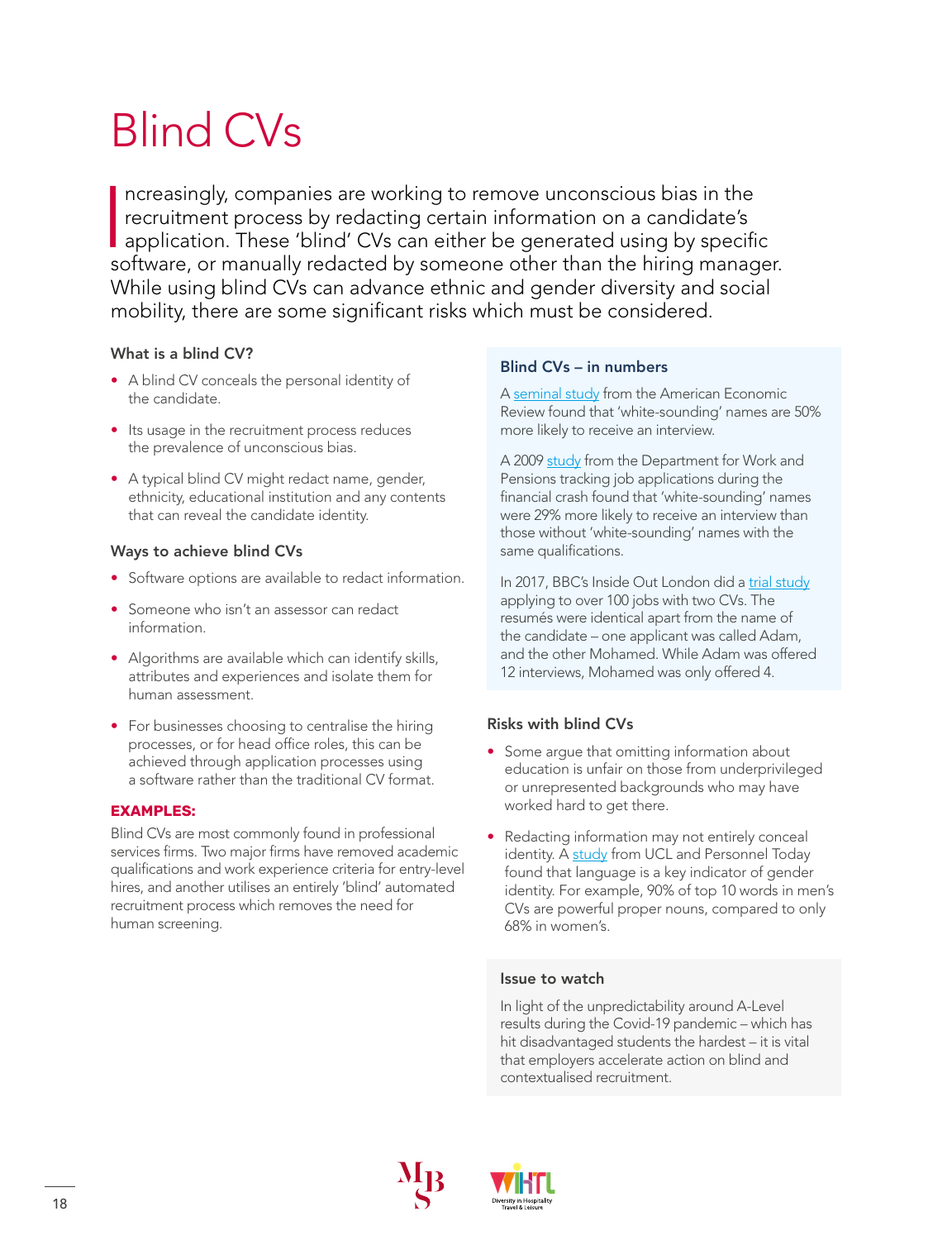# Blind CVs

Increasingly, companies are working to remove unconscious bias in the recruitment process by redacting certain information on a candidate's application. These 'blind' CVs can either be generated using by specific software, or manually redacted by someone other than the hiring manager. While using blind CVs can advance ethnic and gender diversity and social mobility, there are some significant risks which must be considered.

### What is a blind CV?

- A blind CV conceals the personal identity of the candidate.
- Its usage in the recruitment process reduces the prevalence of unconscious bias.
- A typical blind CV might redact name, gender, ethnicity, educational institution and any contents that can reveal the candidate identity.

### Ways to achieve blind CVs

- Software options are available to redact information.
- Someone who isn't an assessor can redact information.
- Algorithms are available which can identify skills, attributes and experiences and isolate them for human assessment.
- For businesses choosing to centralise the hiring processes, or for head office roles, this can be achieved through application processes using a software rather than the traditional CV format.

**EXAMPLES:**

Blind CVs are most commonly found in professional services firms. Two major firms have removed academic qualifications and work experience criteria for entry-level hires, and another utilises an entirely 'blind' automated recruitment process which removes the need for human screening.

### Blind CVs – in numbers

A seminal study from the American Economic Review found that 'white-sounding' names are 50% more likely to receive an interview.

A 2009 study from the Department for Work and Pensions tracking job applications during the financial crash found that 'white-sounding' names were 29% more likely to receive an interview than those without 'white-sounding' names with the same qualifications.

In 2017, BBC's Inside Out London did a trial study applying to over 100 jobs with two CVs. The resumés were identical apart from the name of the candidate – one applicant was called Adam, and the other Mohamed. While Adam was offered 12 interviews, Mohamed was only offered 4.

### Risks with blind CVs

- Some argue that omitting information about education is unfair on those from underprivileged or unrepresented backgrounds who may have worked hard to get there.
- Redacting information may not entirely conceal identity. A study from UCL and Personnel Today found that language is a key indicator of gender identity. For example, 90% of top 10 words in men's CVs are powerful proper nouns, compared to only 68% in women's.

### Issue to watch

In light of the unpredictability around A-Level results during the Covid-19 pandemic – which has hit disadvantaged students the hardest – it is vital that employers accelerate action on blind and contextualised recruitment.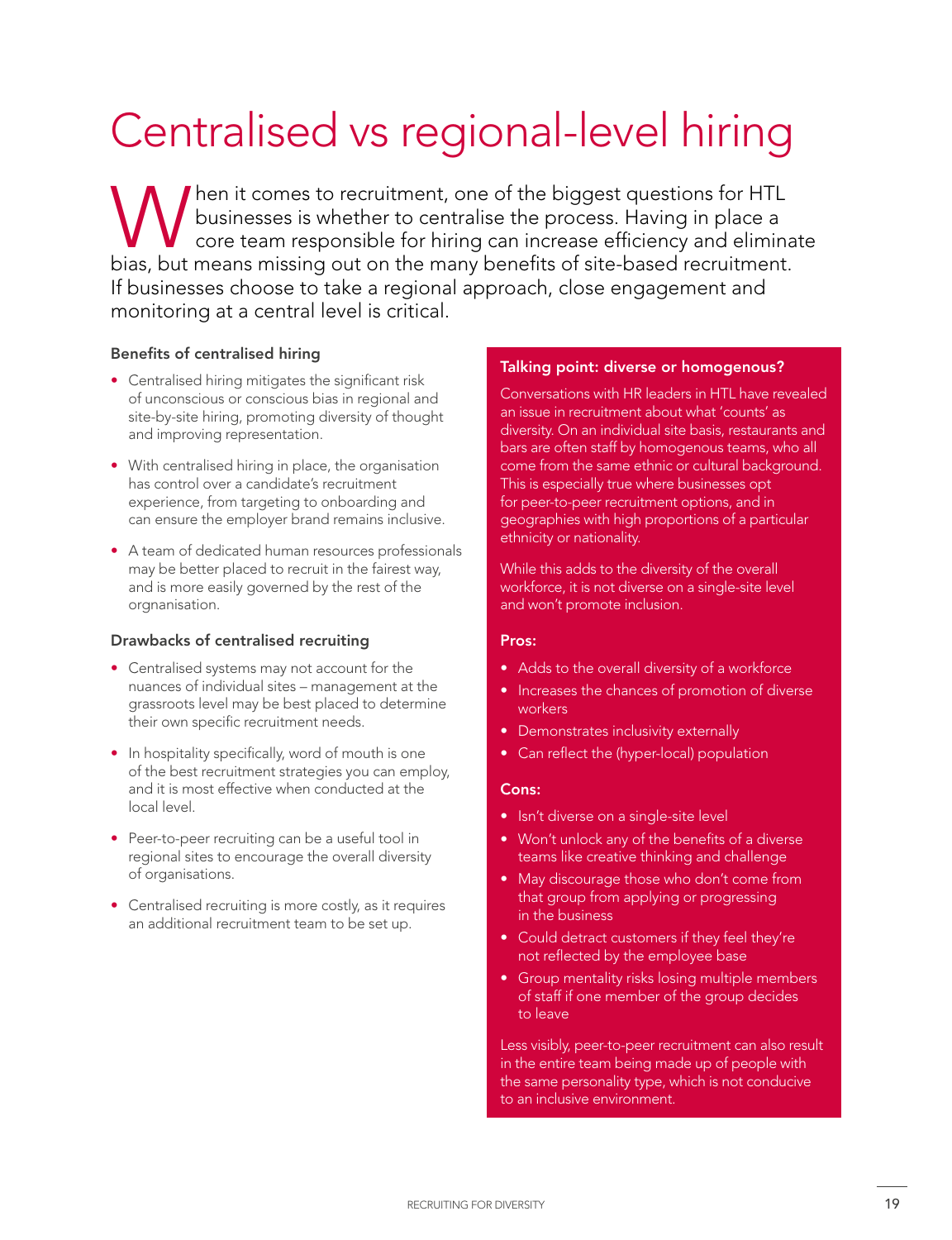# Centralised vs regional-level hiring

When it comes to recruitment, one of the biggest questions for HTL businesses is whether to centralise the process. Having in place a core team responsible for hiring can increase efficiency and eliminate bias, but means missing out on the many benefits of site-based recruitment. If businesses choose to take a regional approach, close engagement and monitoring at a central level is critical.

### Benefits of centralised hiring

- Centralised hiring mitigates the significant risk of unconscious or conscious bias in regional and site-by-site hiring, promoting diversity of thought and improving representation.
- With centralised hiring in place, the organisation has control over a candidate's recruitment experience, from targeting to onboarding and can ensure the employer brand remains inclusive.
- A team of dedicated human resources professionals may be better placed to recruit in the fairest way, and is more easily governed by the rest of the orgnanisation.

### Drawbacks of centralised recruiting

- Centralised systems may not account for the nuances of individual sites – management at the grassroots level may be best placed to determine their own specific recruitment needs.
- In hospitality specifically, word of mouth is one of the best recruitment strategies you can employ, and it is most effective when conducted at the local level.
- Peer-to-peer recruiting can be a useful tool in regional sites to encourage the overall diversity of organisations.
- Centralised recruiting is more costly, as it requires an additional recruitment team to be set up.

### Talking point: diverse or homogenous?

Conversations with HR leaders in HTL have revealed an issue in recruitment about what 'counts' as diversity. On an individual site basis, restaurants and bars are often staff by homogenous teams, who all come from the same ethnic or cultural background. This is especially true where businesses opt for peer-to-peer recruitment options, and in geographies with high proportions of a particular ethnicity or nationality.

While this adds to the diversity of the overall workforce, it is not diverse on a single-site level and won't promote inclusion.

**Pros:**

- Adds to the overall diversity of a workforce
- Increases the chances of promotion of diverse workers
- Demonstrates inclusivity externally
- Can reflect the (hyper-local) population

**Cons:**

- Isn't diverse on a single-site level
- Won't unlock any of the benefits of a diverse teams like creative thinking and challenge
- May discourage those who don't come from that group from applying or progressing in the business
- Could detract customers if they feel they're not reflected by the employee base
- Group mentality risks losing multiple members of staff if one member of the group decides to leave

Less visibly, peer-to-peer recruitment can also result in the entire team being made up of people with the same personality type, which is not conducive to an inclusive environment.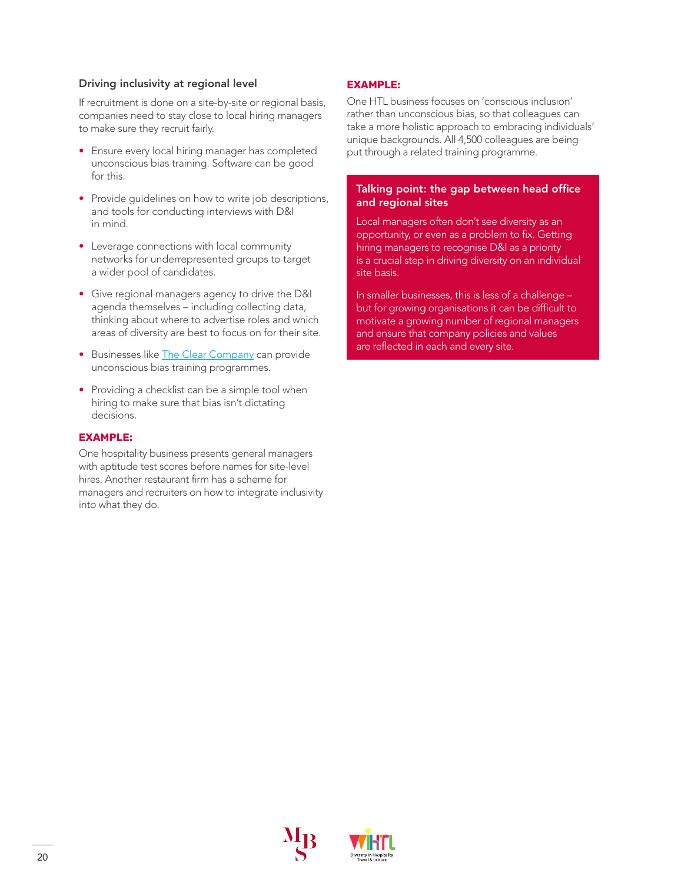### Driving inclusivity at regional level

If recruitment is done on a site-by-site or regional basis, companies need to stay close to local hiring managers to make sure they recruit fairly.

- Ensure every local hiring manager has completed unconscious bias training. Software can be good for this.
- Provide guidelines on how to write job descriptions, and tools for conducting interviews with D&I in mind.
- Leverage connections with local community networks for underrepresented groups to target a wider pool of candidates.
- Give regional managers agency to drive the D&I agenda themselves – including collecting data, thinking about where to advertise roles and which areas of diversity are best to focus on for their site.
- Businesses like [The Clear Company]() can provide unconscious bias training programmes.
- Providing a checklist can be a simple tool when hiring to make sure that bias isn't dictating decisions.

**EXAMPLE:**

One hospitality business presents general managers with aptitude test scores before names for site-level hires. Another restaurant firm has a scheme for managers and recruiters on how to integrate inclusivity into what they do.

**EXAMPLE:**

One HTL business focuses on 'conscious inclusion' rather than unconscious bias, so that colleagues can take a more holistic approach to embracing individuals' unique backgrounds. All 4,500 colleagues are being put through a related training programme.

### Talking point: the gap between head office and regional sites

Local managers often don't see diversity as an opportunity, or even as a problem to fix. Getting hiring managers to recognise D&I as a priority is a crucial step in driving diversity on an individual site basis.

In smaller businesses, this is less of a challenge – but for growing organisations it can be difficult to motivate a growing number of regional managers and ensure that company policies and values are reflected in each and every site.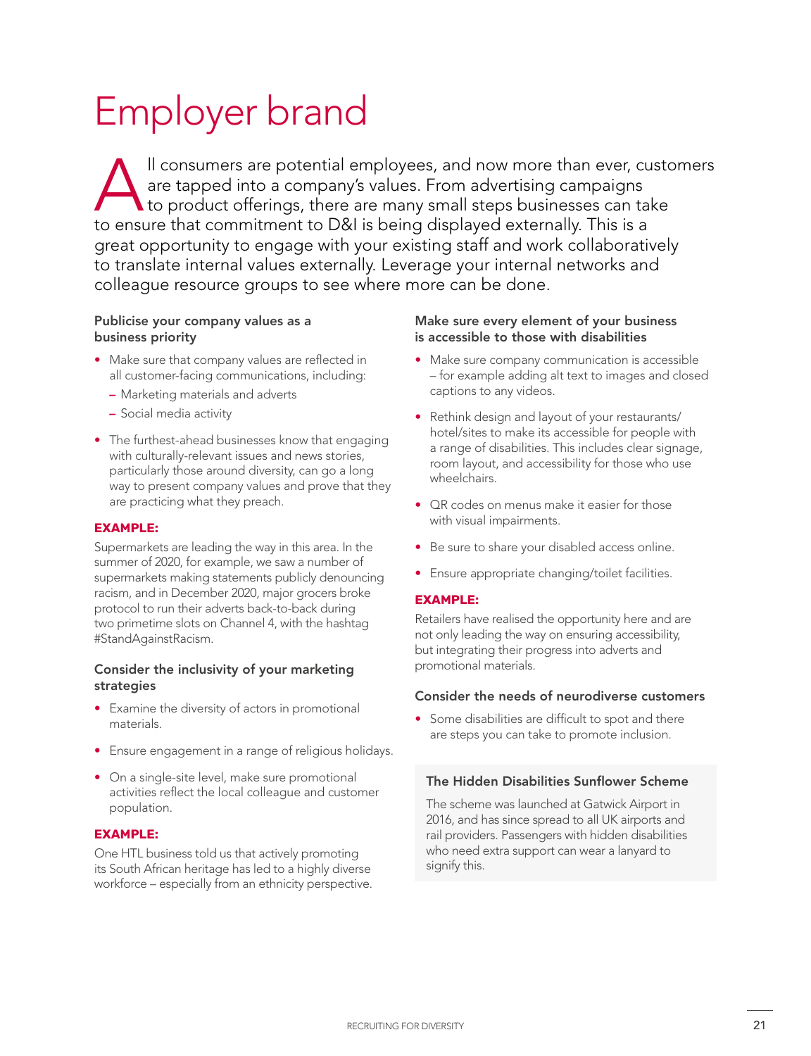# Employer brand

All consumers are potential employees, and now more than ever, customers are tapped into a company's values. From advertising campaigns to product offerings, there are many small steps businesses can take to ensure that commitment to D&I is being displayed externally. This is a great opportunity to engage with your existing staff and work collaboratively to translate internal values externally. Leverage your internal networks and colleague resource groups to see where more can be done.

### Publicise your company values as a business priority

- Make sure that company values are reflected in all customer-facing communications, including:
  - Marketing materials and adverts
  - Social media activity
- The furthest-ahead businesses know that engaging with culturally-relevant issues and news stories, particularly those around diversity, can go a long way to present company values and prove that they are practicing what they preach.

**EXAMPLE:**

Supermarkets are leading the way in this area. In the summer of 2020, for example, we saw a number of supermarkets making statements publicly denouncing racism, and in December 2020, major grocers broke protocol to run their adverts back-to-back during two primetime slots on Channel 4, with the hashtag #StandAgainstRacism.

### Consider the inclusivity of your marketing strategies

- Examine the diversity of actors in promotional materials.
- Ensure engagement in a range of religious holidays.
- On a single-site level, make sure promotional activities reflect the local colleague and customer population.

**EXAMPLE:**

One HTL business told us that actively promoting its South African heritage has led to a highly diverse workforce – especially from an ethnicity perspective.

### Make sure every element of your business is accessible to those with disabilities

- Make sure company communication is accessible – for example adding alt text to images and closed captions to any videos.
- Rethink design and layout of your restaurants/hotel/sites to make its accessible for people with a range of disabilities. This includes clear signage, room layout, and accessibility for those who use wheelchairs.
- QR codes on menus make it easier for those with visual impairments.
- Be sure to share your disabled access online.
- Ensure appropriate changing/toilet facilities.

**EXAMPLE:**

Retailers have realised the opportunity here and are not only leading the way on ensuring accessibility, but integrating their progress into adverts and promotional materials.

### Consider the needs of neurodiverse customers

- Some disabilities are difficult to spot and there are steps you can take to promote inclusion.

#### The Hidden Disabilities Sunflower Scheme

The scheme was launched at Gatwick Airport in 2016, and has since spread to all UK airports and rail providers. Passengers with hidden disabilities who need extra support can wear a lanyard to signify this.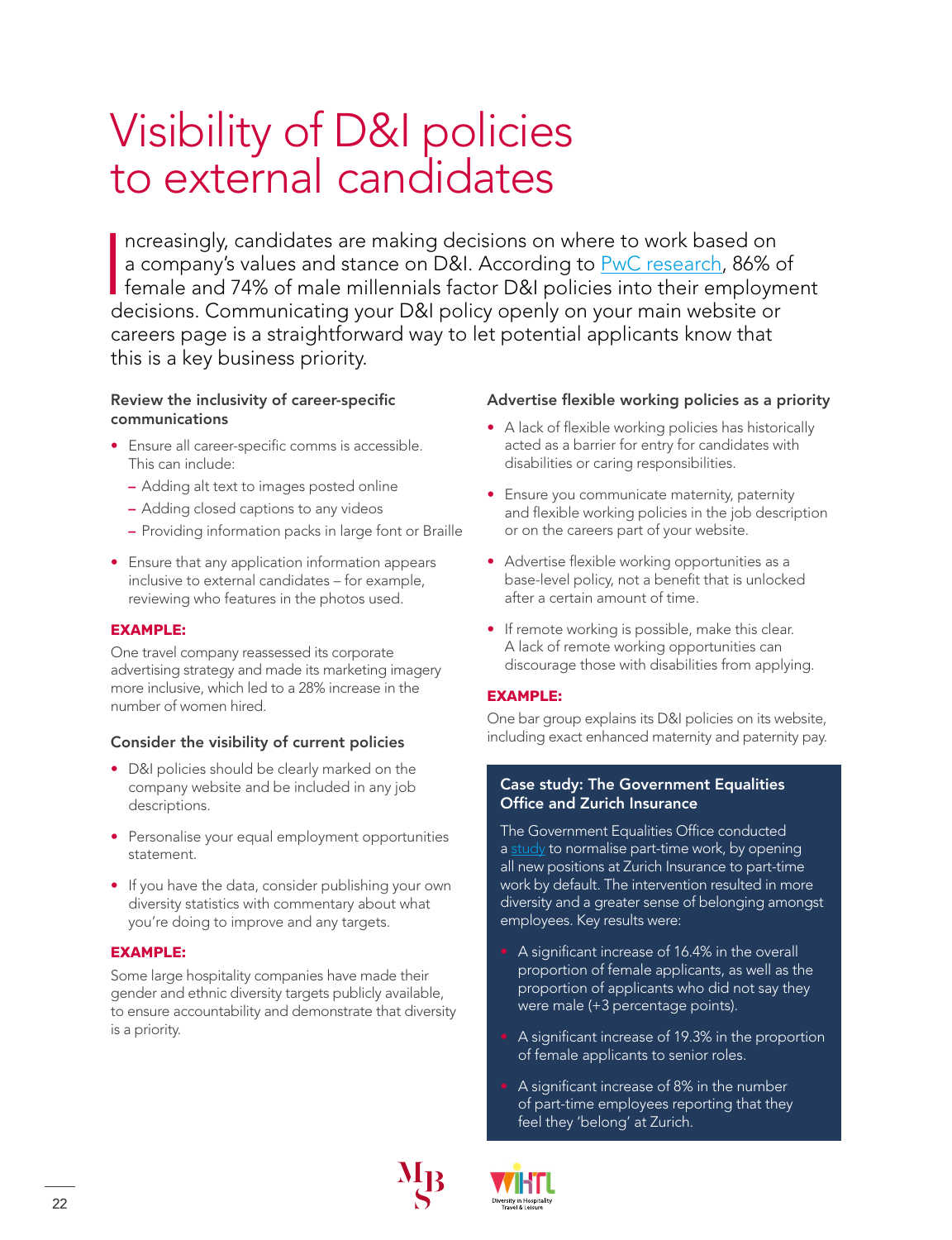# Visibility of D&I policies to external candidates

Increasingly, candidates are making decisions on where to work based on a company's values and stance on D&I. According to [PwC research](), 86% of female and 74% of male millennials factor D&I policies into their employment decisions. Communicating your D&I policy openly on your main website or careers page is a straightforward way to let potential applicants know that this is a key business priority.

### Review the inclusivity of career-specific communications

- Ensure all career-specific comms is accessible. This can include:
  - Adding alt text to images posted online
  - Adding closed captions to any videos
  - Providing information packs in large font or Braille
- Ensure that any application information appears inclusive to external candidates – for example, reviewing who features in the photos used.

**EXAMPLE:**

One travel company reassessed its corporate advertising strategy and made its marketing imagery more inclusive, which led to a 28% increase in the number of women hired.

### Consider the visibility of current policies

- D&I policies should be clearly marked on the company website and be included in any job descriptions.
- Personalise your equal employment opportunities statement.
- If you have the data, consider publishing your own diversity statistics with commentary about what you're doing to improve and any targets.

**EXAMPLE:**

Some large hospitality companies have made their gender and ethnic diversity targets publicly available, to ensure accountability and demonstrate that diversity is a priority.

### Advertise flexible working policies as a priority

- A lack of flexible working policies has historically acted as a barrier for entry for candidates with disabilities or caring responsibilities.
- Ensure you communicate maternity, paternity and flexible working policies in the job description or on the careers part of your website.
- Advertise flexible working opportunities as a base-level policy, not a benefit that is unlocked after a certain amount of time.
- If remote working is possible, make this clear. A lack of remote working opportunities can discourage those with disabilities from applying.

**EXAMPLE:**

One bar group explains its D&I policies on its website, including exact enhanced maternity and paternity pay.

### Case study: The Government Equalities Office and Zurich Insurance

The Government Equalities Office conducted a [study]() to normalise part-time work, by opening all new positions at Zurich Insurance to part-time work by default. The intervention resulted in more diversity and a greater sense of belonging amongst employees. Key results were:

- A significant increase of 16.4% in the overall proportion of female applicants, as well as the proportion of applicants who did not say they were male (+3 percentage points).
- A significant increase of 19.3% in the proportion of female applicants to senior roles.
- A significant increase of 8% in the number of part-time employees reporting that they feel they 'belong' at Zurich.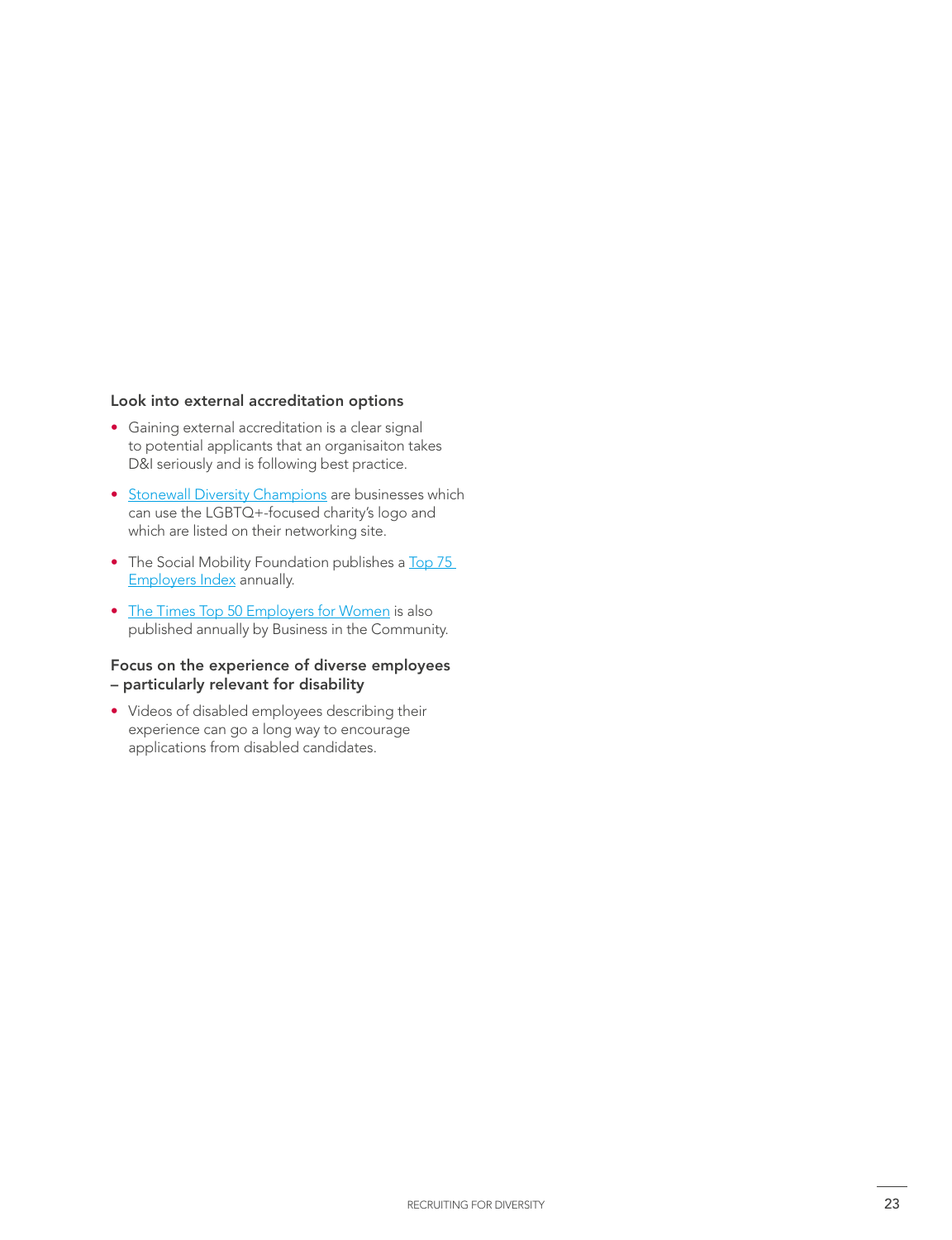### Look into external accreditation options

- Gaining external accreditation is a clear signal to potential applicants that an organisaiton takes D&I seriously and is following best practice.
- Stonewall Diversity Champions are businesses which can use the LGBTQ+-focused charity's logo and which are listed on their networking site.
- The Social Mobility Foundation publishes a Top 75 Employers Index annually.
- The Times Top 50 Employers for Women is also published annually by Business in the Community.

### Focus on the experience of diverse employees – particularly relevant for disability

- Videos of disabled employees describing their experience can go a long way to encourage applications from disabled candidates.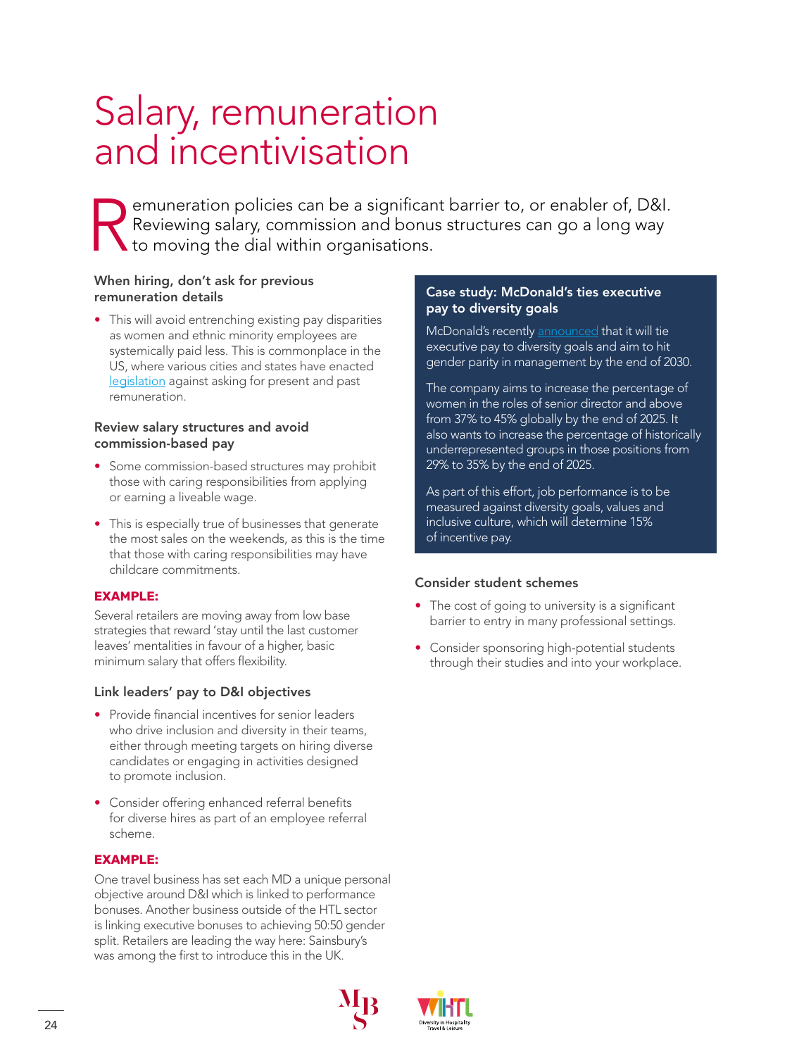# Salary, remuneration and incentivisation

Remuneration policies can be a significant barrier to, or enabler of, D&I. Reviewing salary, commission and bonus structures can go a long way to moving the dial within organisations.

### When hiring, don't ask for previous remuneration details

- This will avoid entrenching existing pay disparities as women and ethnic minority employees are systemically paid less. This is commonplace in the US, where various cities and states have enacted legislation against asking for present and past remuneration.

### Review salary structures and avoid commission-based pay

- Some commission-based structures may prohibit those with caring responsibilities from applying or earning a liveable wage.
- This is especially true of businesses that generate the most sales on the weekends, as this is the time that those with caring responsibilities may have childcare commitments.

**EXAMPLE:**

Several retailers are moving away from low base strategies that reward 'stay until the last customer leaves' mentalities in favour of a higher, basic minimum salary that offers flexibility.

### Link leaders' pay to D&I objectives

- Provide financial incentives for senior leaders who drive inclusion and diversity in their teams, either through meeting targets on hiring diverse candidates or engaging in activities designed to promote inclusion.
- Consider offering enhanced referral benefits for diverse hires as part of an employee referral scheme.

**EXAMPLE:**

One travel business has set each MD a unique personal objective around D&I which is linked to performance bonuses. Another business outside of the HTL sector is linking executive bonuses to achieving 50:50 gender split. Retailers are leading the way here: Sainsbury's was among the first to introduce this in the UK.

### Case study: McDonald's ties executive pay to diversity goals

McDonald's recently announced that it will tie executive pay to diversity goals and aim to hit gender parity in management by the end of 2030.

The company aims to increase the percentage of women in the roles of senior director and above from 37% to 45% globally by the end of 2025. It also wants to increase the percentage of historically underrepresented groups in those positions from 29% to 35% by the end of 2025.

As part of this effort, job performance is to be measured against diversity goals, values and inclusive culture, which will determine 15% of incentive pay.

### Consider student schemes

- The cost of going to university is a significant barrier to entry in many professional settings.
- Consider sponsoring high-potential students through their studies and into your workplace.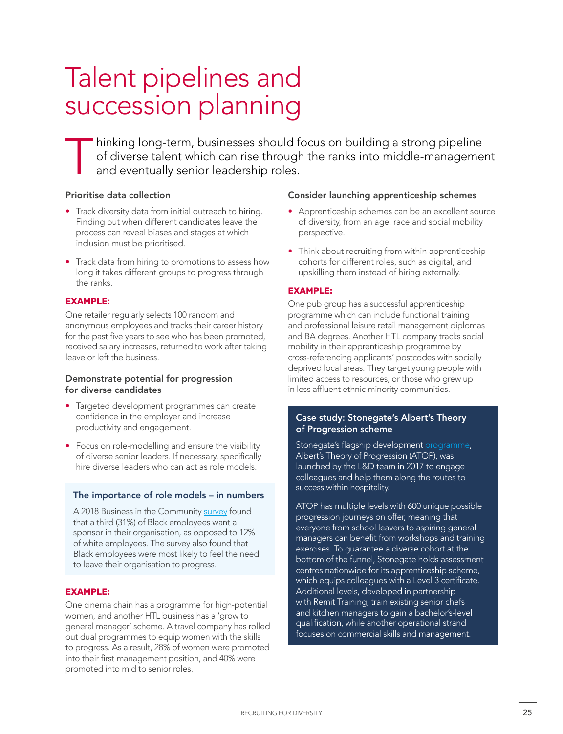# Talent pipelines and succession planning

Thinking long-term, businesses should focus on building a strong pipeline of diverse talent which can rise through the ranks into middle-management and eventually senior leadership roles.

### Prioritise data collection

- Track diversity data from initial outreach to hiring. Finding out when different candidates leave the process can reveal biases and stages at which inclusion must be prioritised.
- Track data from hiring to promotions to assess how long it takes different groups to progress through the ranks.

**EXAMPLE:**

One retailer regularly selects 100 random and anonymous employees and tracks their career history for the past five years to see who has been promoted, received salary increases, returned to work after taking leave or left the business.

### Demonstrate potential for progression for diverse candidates

- Targeted development programmes can create confidence in the employer and increase productivity and engagement.
- Focus on role-modelling and ensure the visibility of diverse senior leaders. If necessary, specifically hire diverse leaders who can act as role models.

### The importance of role models – in numbers

A 2018 Business in the Community survey found that a third (31%) of Black employees want a sponsor in their organisation, as opposed to 12% of white employees. The survey also found that Black employees were most likely to feel the need to leave their organisation to progress.

**EXAMPLE:**

One cinema chain has a programme for high-potential women, and another HTL business has a 'grow to general manager' scheme. A travel company has rolled out dual programmes to equip women with the skills to progress. As a result, 28% of women were promoted into their first management position, and 40% were promoted into mid to senior roles.

### Consider launching apprenticeship schemes

- Apprenticeship schemes can be an excellent source of diversity, from an age, race and social mobility perspective.
- Think about recruiting from within apprenticeship cohorts for different roles, such as digital, and upskilling them instead of hiring externally.

**EXAMPLE:**

One pub group has a successful apprenticeship programme which can include functional training and professional leisure retail management diplomas and BA degrees. Another HTL company tracks social mobility in their apprenticeship programme by cross-referencing applicants' postcodes with socially deprived local areas. They target young people with limited access to resources, or those who grew up in less affluent ethnic minority communities.

### Case study: Stonegate's Albert's Theory of Progression scheme

Stonegate's flagship development programme, Albert's Theory of Progression (ATOP), was launched by the L&D team in 2017 to engage colleagues and help them along the routes to success within hospitality.

ATOP has multiple levels with 600 unique possible progression journeys on offer, meaning that everyone from school leavers to aspiring general managers can benefit from workshops and training exercises. To guarantee a diverse cohort at the bottom of the funnel, Stonegate holds assessment centres nationwide for its apprenticeship scheme, which equips colleagues with a Level 3 certificate. Additional levels, developed in partnership with Remit Training, train existing senior chefs and kitchen managers to gain a bachelor's-level qualification, while another operational strand focuses on commercial skills and management.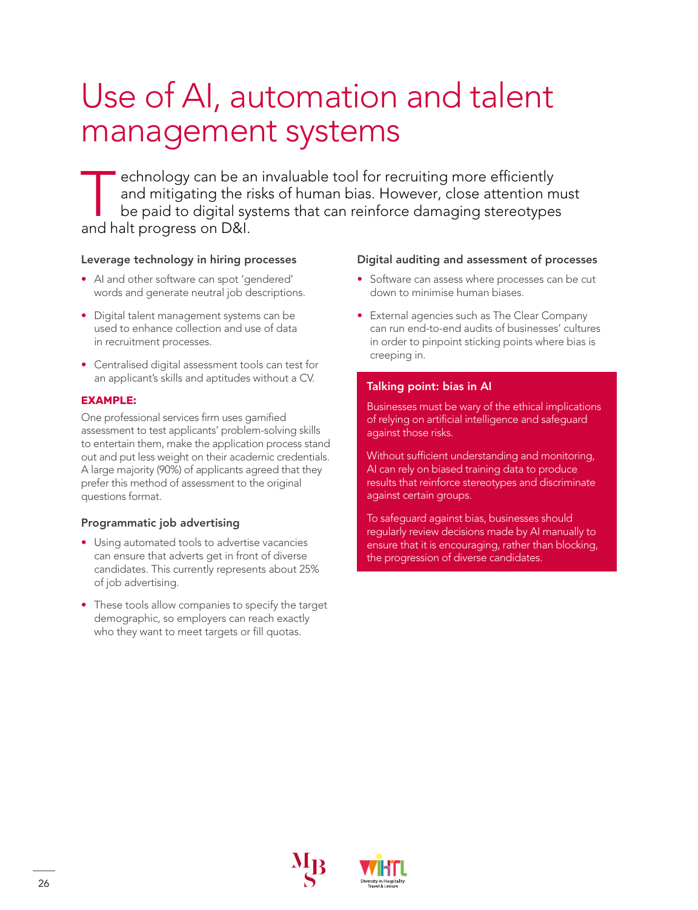# Use of AI, automation and talent management systems

Technology can be an invaluable tool for recruiting more efficiently and mitigating the risks of human bias. However, close attention must be paid to digital systems that can reinforce damaging stereotypes and halt progress on D&I.

### Leverage technology in hiring processes

- AI and other software can spot 'gendered' words and generate neutral job descriptions.
- Digital talent management systems can be used to enhance collection and use of data in recruitment processes.
- Centralised digital assessment tools can test for an applicant's skills and aptitudes without a CV.

**EXAMPLE:**

One professional services firm uses gamified assessment to test applicants' problem-solving skills to entertain them, make the application process stand out and put less weight on their academic credentials. A large majority (90%) of applicants agreed that they prefer this method of assessment to the original questions format.

### Programmatic job advertising

- Using automated tools to advertise vacancies can ensure that adverts get in front of diverse candidates. This currently represents about 25% of job advertising.
- These tools allow companies to specify the target demographic, so employers can reach exactly who they want to meet targets or fill quotas.

### Digital auditing and assessment of processes

- Software can assess where processes can be cut down to minimise human biases.
- External agencies such as The Clear Company can run end-to-end audits of businesses' cultures in order to pinpoint sticking points where bias is creeping in.

### Talking point: bias in AI

Businesses must be wary of the ethical implications of relying on artificial intelligence and safeguard against those risks.

Without sufficient understanding and monitoring, AI can rely on biased training data to produce results that reinforce stereotypes and discriminate against certain groups.

To safeguard against bias, businesses should regularly review decisions made by AI manually to ensure that it is encouraging, rather than blocking, the progression of diverse candidates.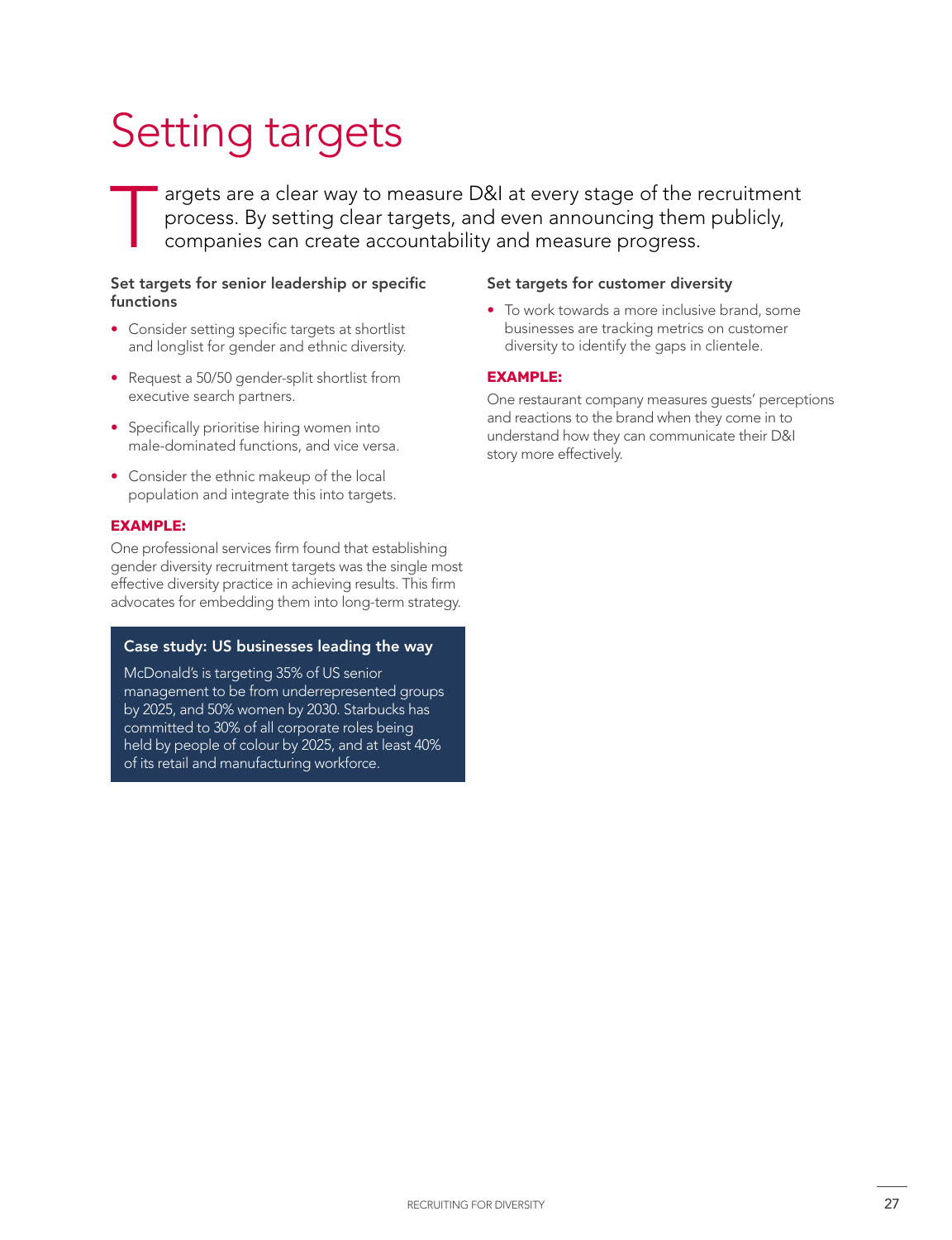# Setting targets

Targets are a clear way to measure D&I at every stage of the recruitment process. By setting clear targets, and even announcing them publicly, companies can create accountability and measure progress.

### Set targets for senior leadership or specific functions

- Consider setting specific targets at shortlist and longlist for gender and ethnic diversity.
- Request a 50/50 gender-split shortlist from executive search partners.
- Specifically prioritise hiring women into male-dominated functions, and vice versa.
- Consider the ethnic makeup of the local population and integrate this into targets.

**EXAMPLE:**

One professional services firm found that establishing gender diversity recruitment targets was the single most effective diversity practice in achieving results. This firm advocates for embedding them into long-term strategy.

**Case study: US businesses leading the way**

McDonald's is targeting 35% of US senior management to be from underrepresented groups by 2025, and 50% women by 2030. Starbucks has committed to 30% of all corporate roles being held by people of colour by 2025, and at least 40% of its retail and manufacturing workforce.

### Set targets for customer diversity

- To work towards a more inclusive brand, some businesses are tracking metrics on customer diversity to identify the gaps in clientele.

**EXAMPLE:**

One restaurant company measures guests' perceptions and reactions to the brand when they come in to understand how they can communicate their D&I story more effectively.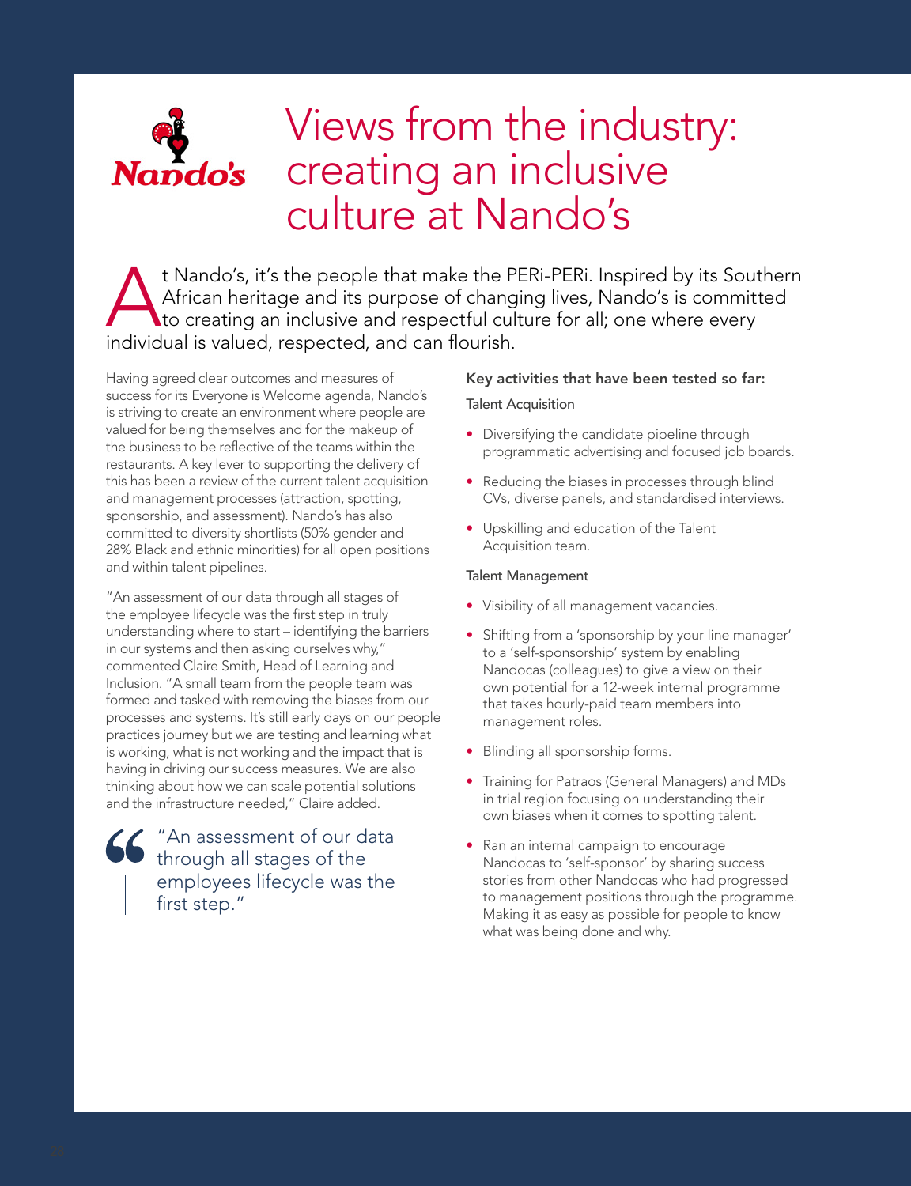# Views from the industry: creating an inclusive culture at Nando's

At Nando's, it's the people that make the PERi-PERi. Inspired by its Southern African heritage and its purpose of changing lives, Nando's is committed to creating an inclusive and respectful culture for all; one where every individual is valued, respected, and can flourish.

Having agreed clear outcomes and measures of success for its Everyone is Welcome agenda, Nando's is striving to create an environment where people are valued for being themselves and for the makeup of the business to be reflective of the teams within the restaurants. A key lever to supporting the delivery of this has been a review of the current talent acquisition and management processes (attraction, spotting, sponsorship, and assessment). Nando's has also committed to diversity shortlists (50% gender and 28% Black and ethnic minorities) for all open positions and within talent pipelines.

"An assessment of our data through all stages of the employee lifecycle was the first step in truly understanding where to start – identifying the barriers in our systems and then asking ourselves why," commented Claire Smith, Head of Learning and Inclusion. "A small team from the people team was formed and tasked with removing the biases from our processes and systems. It's still early days on our people practices journey but we are testing and learning what is working, what is not working and the impact that is having in driving our success measures. We are also thinking about how we can scale potential solutions and the infrastructure needed," Claire added.

> "An assessment of our data through all stages of the employees lifecycle was the first step."

**Key activities that have been tested so far:**

Talent Acquisition

- Diversifying the candidate pipeline through programmatic advertising and focused job boards.
- Reducing the biases in processes through blind CVs, diverse panels, and standardised interviews.
- Upskilling and education of the Talent Acquisition team.

Talent Management

- Visibility of all management vacancies.
- Shifting from a 'sponsorship by your line manager' to a 'self-sponsorship' system by enabling Nandocas (colleagues) to give a view on their own potential for a 12-week internal programme that takes hourly-paid team members into management roles.
- Blinding all sponsorship forms.
- Training for Patraos (General Managers) and MDs in trial region focusing on understanding their own biases when it comes to spotting talent.
- Ran an internal campaign to encourage Nandocas to 'self-sponsor' by sharing success stories from other Nandocas who had progressed to management positions through the programme. Making it as easy as possible for people to know what was being done and why.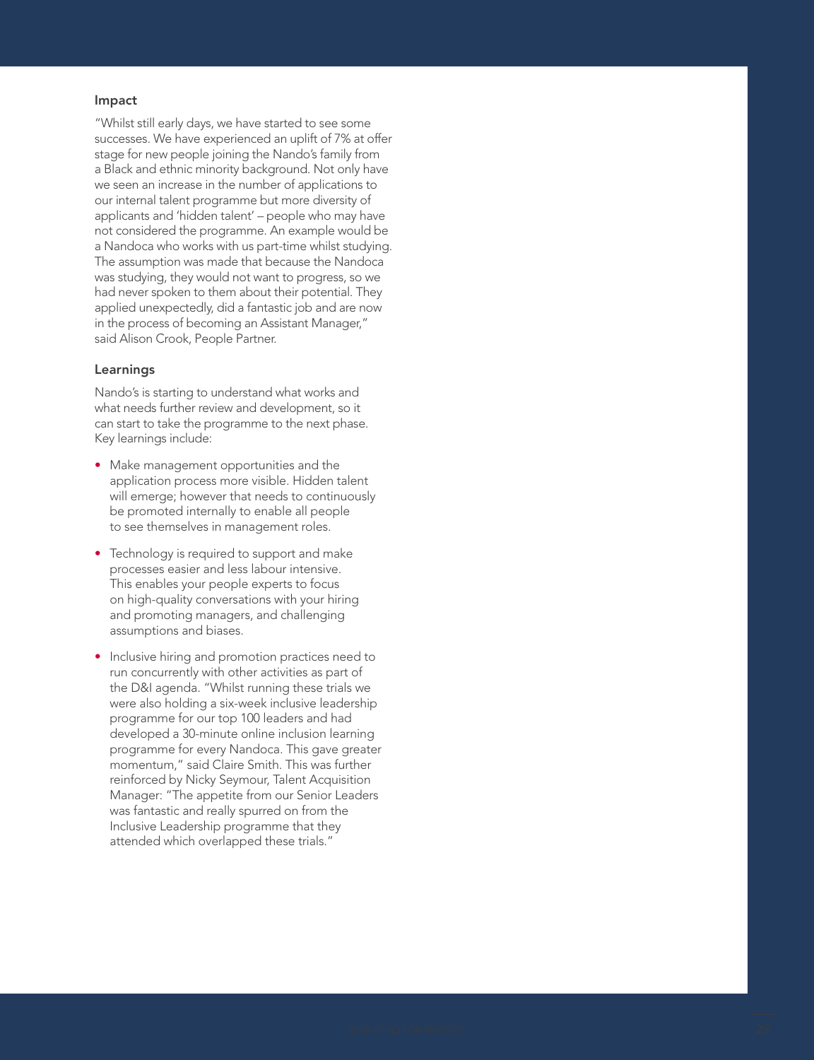### Impact

"Whilst still early days, we have started to see some successes. We have experienced an uplift of 7% at offer stage for new people joining the Nando's family from a Black and ethnic minority background. Not only have we seen an increase in the number of applications to our internal talent programme but more diversity of applicants and 'hidden talent' – people who may have not considered the programme. An example would be a Nandoca who works with us part-time whilst studying. The assumption was made that because the Nandoca was studying, they would not want to progress, so we had never spoken to them about their potential. They applied unexpectedly, did a fantastic job and are now in the process of becoming an Assistant Manager," said Alison Crook, People Partner.

### Learnings

Nando's is starting to understand what works and what needs further review and development, so it can start to take the programme to the next phase. Key learnings include:

- Make management opportunities and the application process more visible. Hidden talent will emerge; however that needs to continuously be promoted internally to enable all people to see themselves in management roles.
- Technology is required to support and make processes easier and less labour intensive. This enables your people experts to focus on high-quality conversations with your hiring and promoting managers, and challenging assumptions and biases.
- Inclusive hiring and promotion practices need to run concurrently with other activities as part of the D&I agenda. "Whilst running these trials we were also holding a six-week inclusive leadership programme for our top 100 leaders and had developed a 30-minute online inclusion learning programme for every Nandoca. This gave greater momentum," said Claire Smith. This was further reinforced by Nicky Seymour, Talent Acquisition Manager: "The appetite from our Senior Leaders was fantastic and really spurred on from the Inclusive Leadership programme that they attended which overlapped these trials."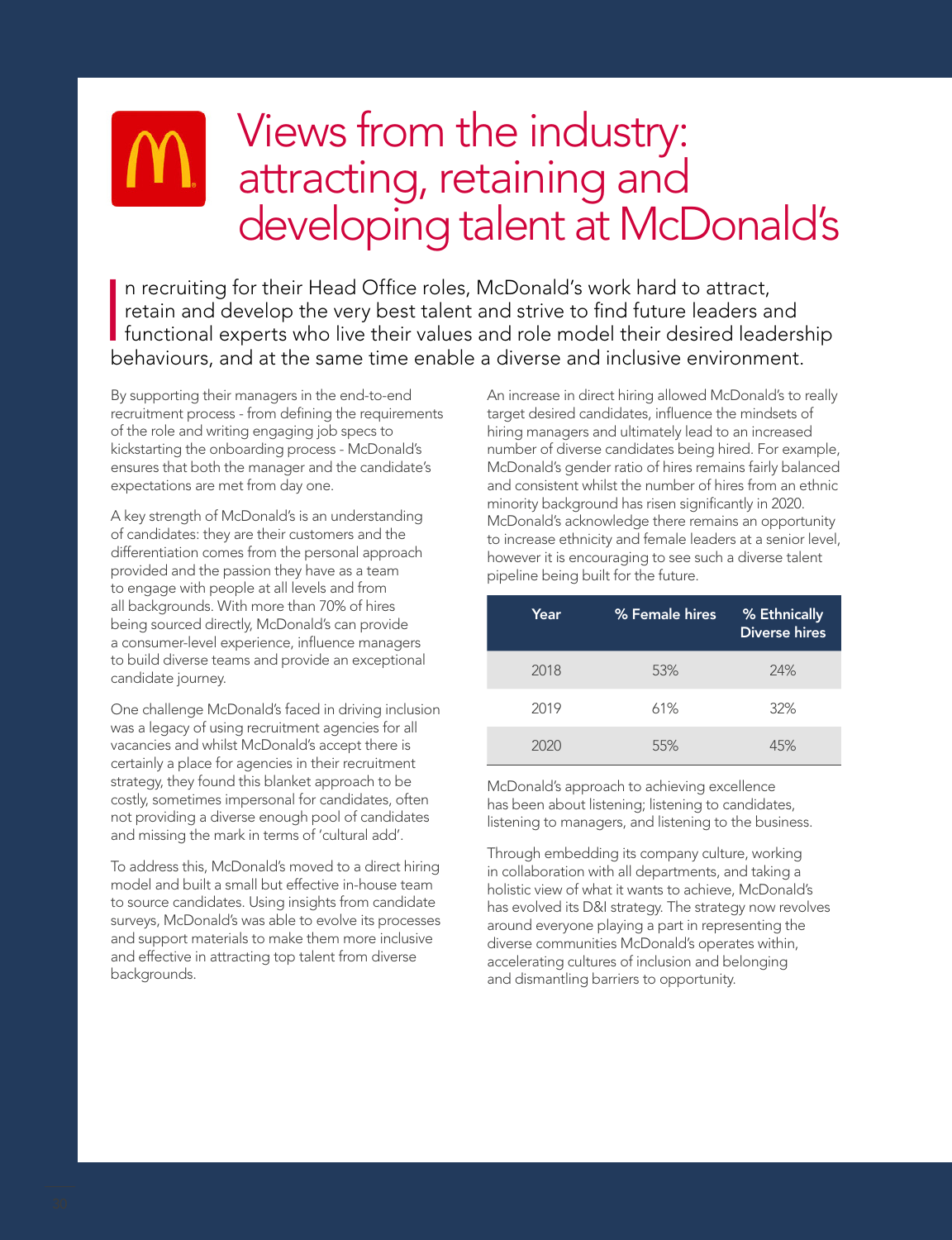# Views from the industry: attracting, retaining and developing talent at McDonald's

In recruiting for their Head Office roles, McDonald's work hard to attract, retain and develop the very best talent and strive to find future leaders and functional experts who live their values and role model their desired leadership behaviours, and at the same time enable a diverse and inclusive environment.

By supporting their managers in the end-to-end recruitment process - from defining the requirements of the role and writing engaging job specs to kickstarting the onboarding process - McDonald's ensures that both the manager and the candidate's expectations are met from day one.

A key strength of McDonald's is an understanding of candidates: they are their customers and the differentiation comes from the personal approach provided and the passion they have as a team to engage with people at all levels and from all backgrounds. With more than 70% of hires being sourced directly, McDonald's can provide a consumer-level experience, influence managers to build diverse teams and provide an exceptional candidate journey.

One challenge McDonald's faced in driving inclusion was a legacy of using recruitment agencies for all vacancies and whilst McDonald's accept there is certainly a place for agencies in their recruitment strategy, they found this blanket approach to be costly, sometimes impersonal for candidates, often not providing a diverse enough pool of candidates and missing the mark in terms of 'cultural add'.

To address this, McDonald's moved to a direct hiring model and built a small but effective in-house team to source candidates. Using insights from candidate surveys, McDonald's was able to evolve its processes and support materials to make them more inclusive and effective in attracting top talent from diverse backgrounds.

An increase in direct hiring allowed McDonald's to really target desired candidates, influence the mindsets of hiring managers and ultimately lead to an increased number of diverse candidates being hired. For example, McDonald's gender ratio of hires remains fairly balanced and consistent whilst the number of hires from an ethnic minority background has risen significantly in 2020. McDonald's acknowledge there remains an opportunity to increase ethnicity and female leaders at a senior level, however it is encouraging to see such a diverse talent pipeline being built for the future.

| Year | % Female hires | % Ethnically Diverse hires |
|---|---|---|
| 2018 | 53% | 24% |
| 2019 | 61% | 32% |
| 2020 | 55% | 45% |

McDonald's approach to achieving excellence has been about listening; listening to candidates, listening to managers, and listening to the business.

Through embedding its company culture, working in collaboration with all departments, and taking a holistic view of what it wants to achieve, McDonald's has evolved its D&I strategy. The strategy now revolves around everyone playing a part in representing the diverse communities McDonald's operates within, accelerating cultures of inclusion and belonging and dismantling barriers to opportunity.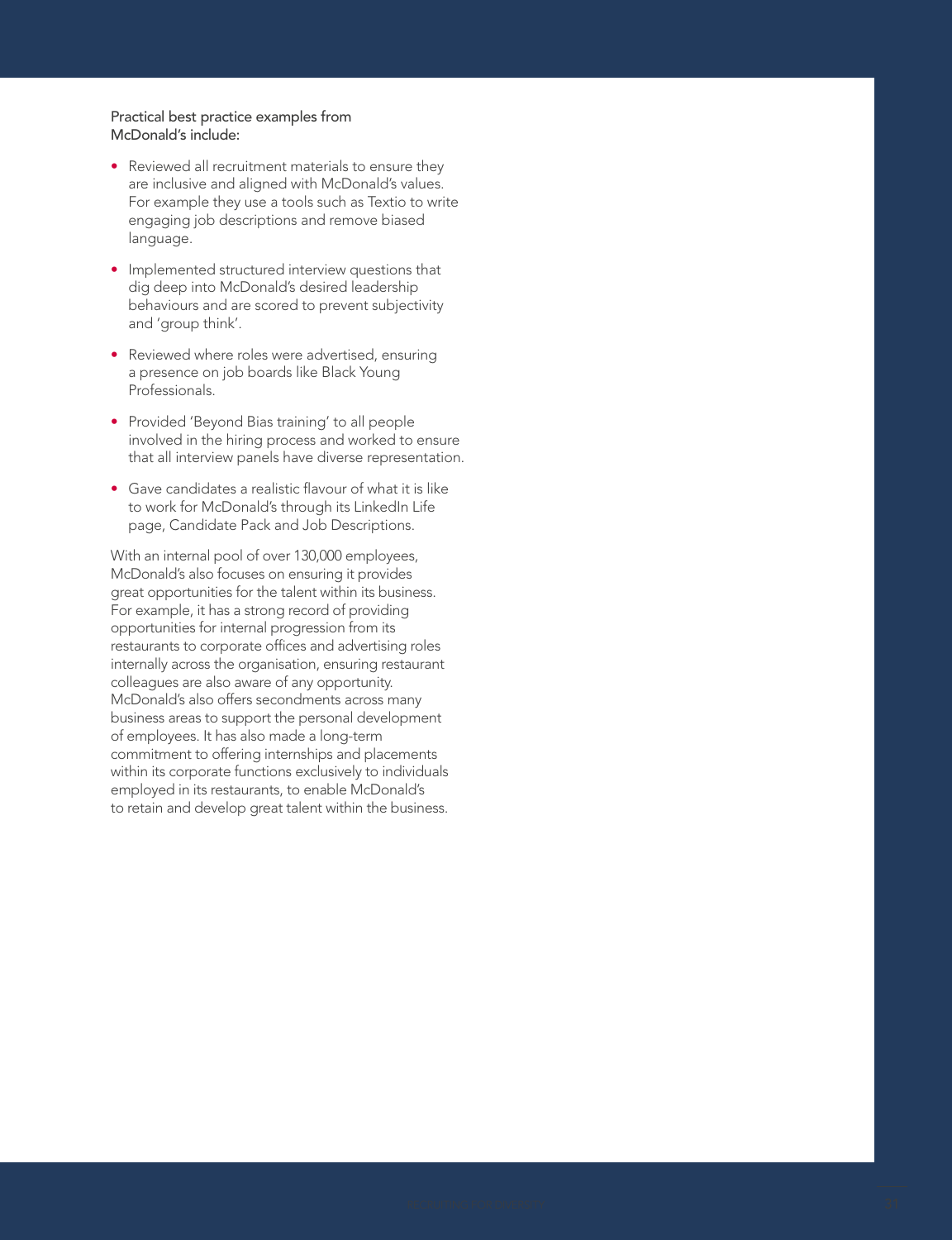Practical best practice examples from McDonald's include:

- Reviewed all recruitment materials to ensure they are inclusive and aligned with McDonald's values. For example they use a tools such as Textio to write engaging job descriptions and remove biased language.
- Implemented structured interview questions that dig deep into McDonald's desired leadership behaviours and are scored to prevent subjectivity and 'group think'.
- Reviewed where roles were advertised, ensuring a presence on job boards like Black Young Professionals.
- Provided 'Beyond Bias training' to all people involved in the hiring process and worked to ensure that all interview panels have diverse representation.
- Gave candidates a realistic flavour of what it is like to work for McDonald's through its LinkedIn Life page, Candidate Pack and Job Descriptions.

With an internal pool of over 130,000 employees, McDonald's also focuses on ensuring it provides great opportunities for the talent within its business. For example, it has a strong record of providing opportunities for internal progression from its restaurants to corporate offices and advertising roles internally across the organisation, ensuring restaurant colleagues are also aware of any opportunity. McDonald's also offers secondments across many business areas to support the personal development of employees. It has also made a long-term commitment to offering internships and placements within its corporate functions exclusively to individuals employed in its restaurants, to enable McDonald's to retain and develop great talent within the business.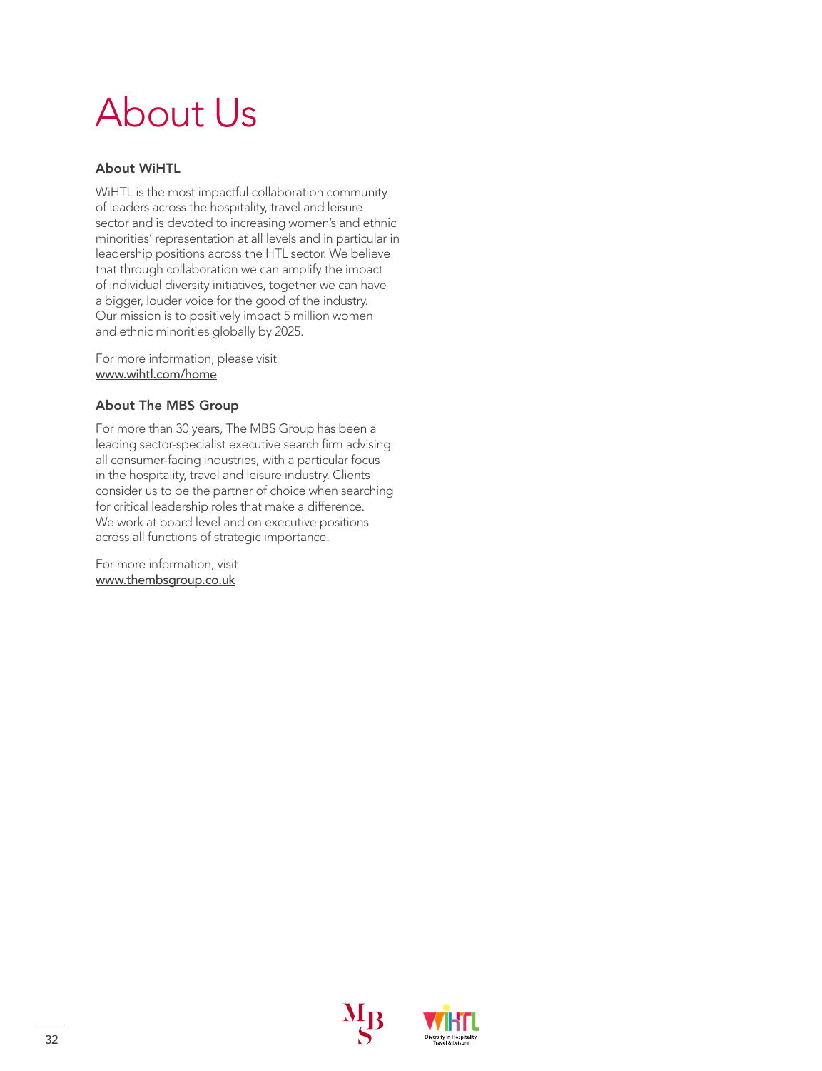# About Us

## About WiHTL

WiHTL is the most impactful collaboration community of leaders across the hospitality, travel and leisure sector and is devoted to increasing women's and ethnic minorities' representation at all levels and in particular in leadership positions across the HTL sector. We believe that through collaboration we can amplify the impact of individual diversity initiatives, together we can have a bigger, louder voice for the good of the industry. Our mission is to positively impact 5 million women and ethnic minorities globally by 2025.

For more information, please visit
www.wihtl.com/home

## About The MBS Group

For more than 30 years, The MBS Group has been a leading sector-specialist executive search firm advising all consumer-facing industries, with a particular focus in the hospitality, travel and leisure industry. Clients consider us to be the partner of choice when searching for critical leadership roles that make a difference. We work at board level and on executive positions across all functions of strategic importance.

For more information, visit
www.thembsgroup.co.uk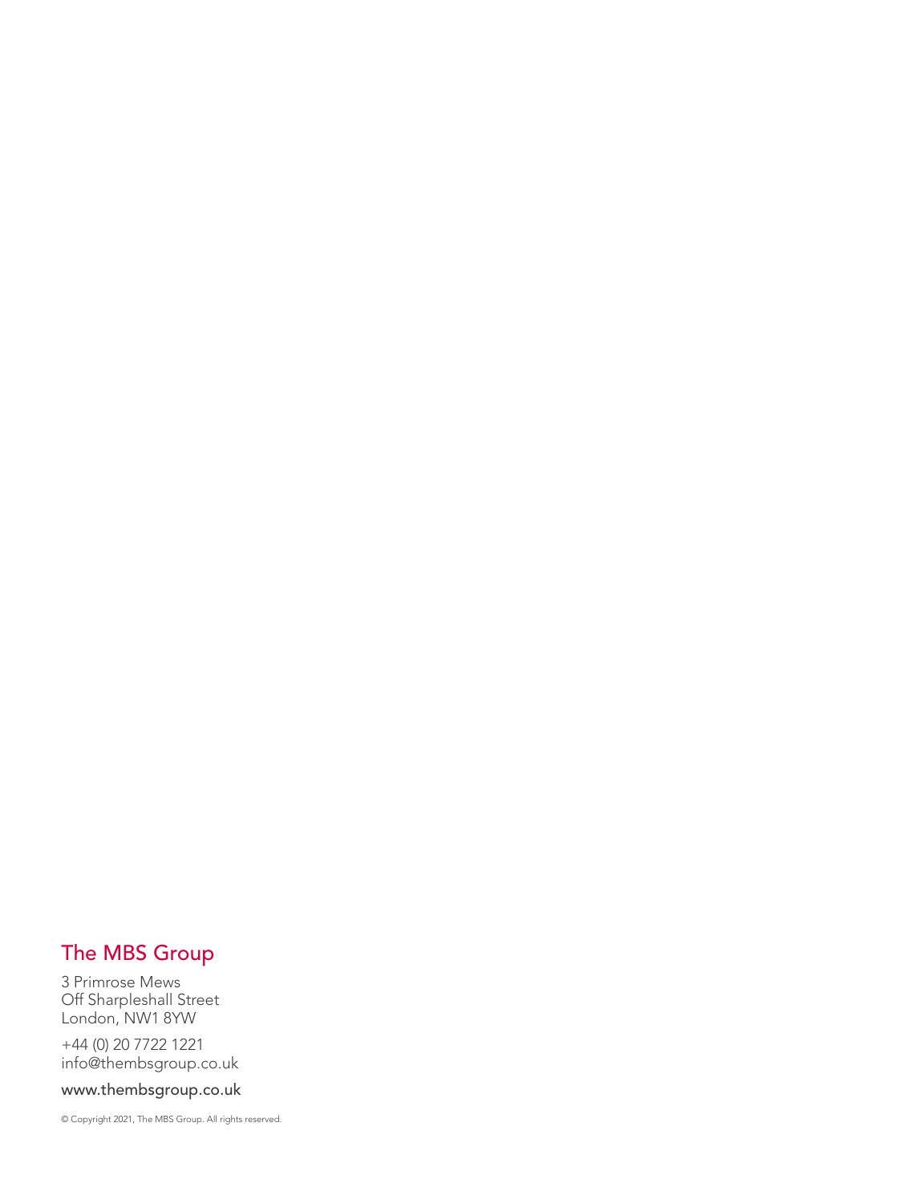## The MBS Group

3 Primrose Mews
Off Sharpleshall Street
London, NW1 8YW

+44 (0) 20 7722 1221
info@thembsgroup.co.uk

www.thembsgroup.co.uk

© Copyright 2021, The MBS Group. All rights reserved.